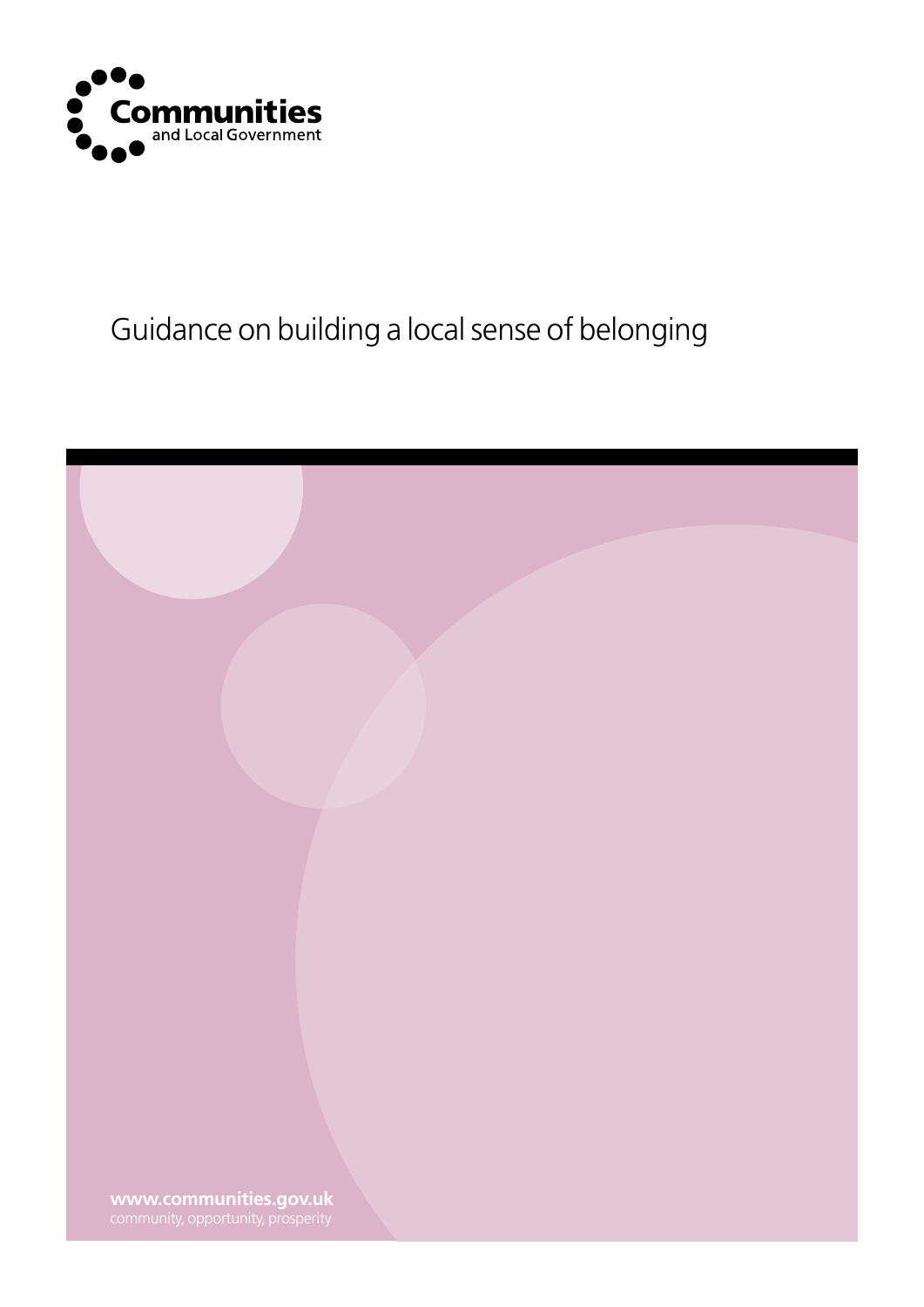Communities and Local Government

# Guidance on building a local sense of belonging

**www.communities.gov.uk**
community, opportunity, prosperity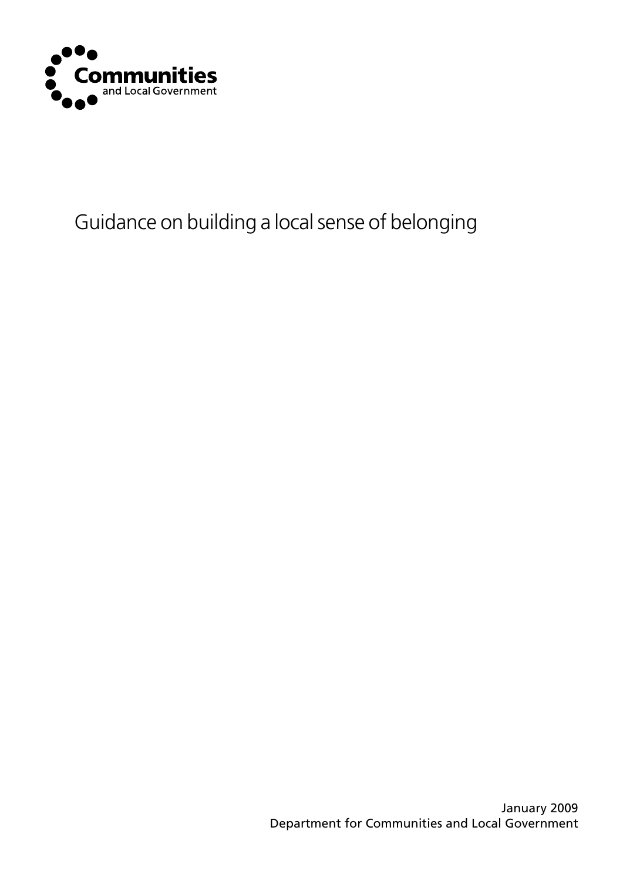**Communities**
and Local Government

# Guidance on building a local sense of belonging

January 2009
Department for Communities and Local Government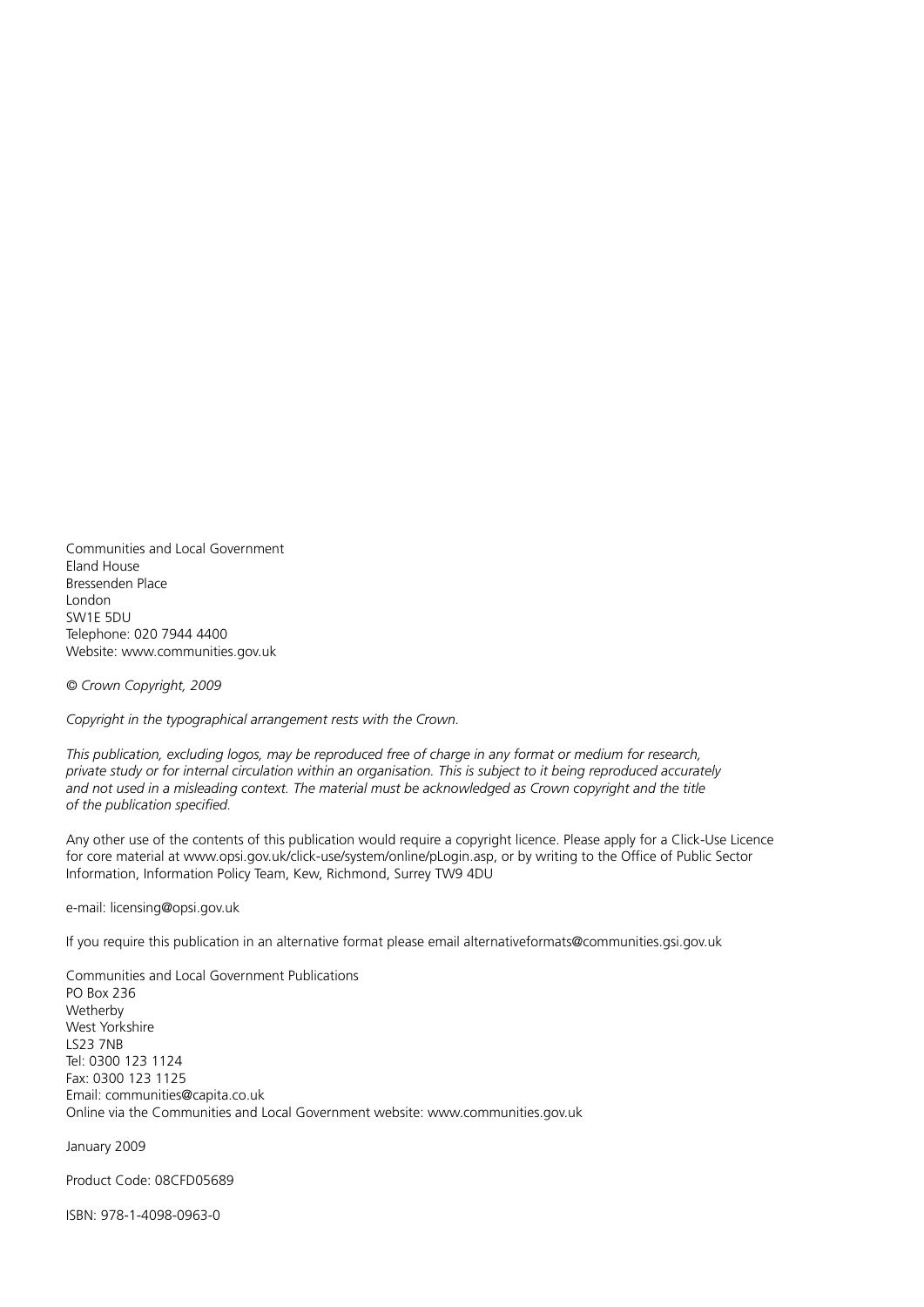Communities and Local Government
Eland House
Bressenden Place
London
SW1E 5DU
Telephone: 020 7944 4400
Website: www.communities.gov.uk

*© Crown Copyright, 2009*

*Copyright in the typographical arrangement rests with the Crown.*

*This publication, excluding logos, may be reproduced free of charge in any format or medium for research, private study or for internal circulation within an organisation. This is subject to it being reproduced accurately and not used in a misleading context. The material must be acknowledged as Crown copyright and the title of the publication specified.*

Any other use of the contents of this publication would require a copyright licence. Please apply for a Click-Use Licence for core material at www.opsi.gov.uk/click-use/system/online/pLogin.asp, or by writing to the Office of Public Sector Information, Information Policy Team, Kew, Richmond, Surrey TW9 4DU

e-mail: licensing@opsi.gov.uk

If you require this publication in an alternative format please email alternativeformats@communities.gsi.gov.uk

Communities and Local Government Publications
PO Box 236
Wetherby
West Yorkshire
LS23 7NB
Tel: 0300 123 1124
Fax: 0300 123 1125
Email: communities@capita.co.uk
Online via the Communities and Local Government website: www.communities.gov.uk

January 2009

Product Code: 08CFD05689

ISBN: 978-1-4098-0963-0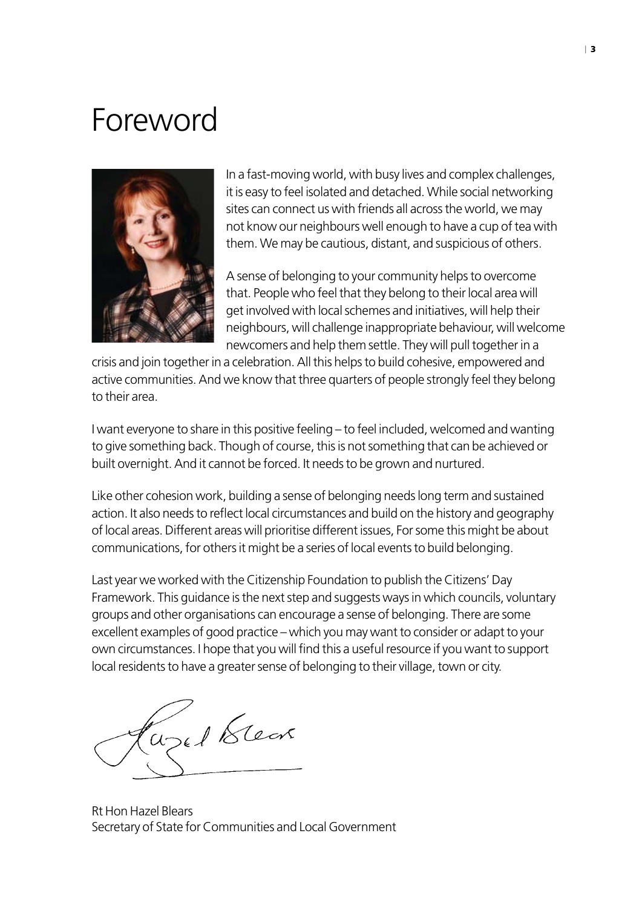# Foreword

In a fast-moving world, with busy lives and complex challenges, it is easy to feel isolated and detached. While social networking sites can connect us with friends all across the world, we may not know our neighbours well enough to have a cup of tea with them. We may be cautious, distant, and suspicious of others.

A sense of belonging to your community helps to overcome that. People who feel that they belong to their local area will get involved with local schemes and initiatives, will help their neighbours, will challenge inappropriate behaviour, will welcome newcomers and help them settle. They will pull together in a crisis and join together in a celebration. All this helps to build cohesive, empowered and active communities. And we know that three quarters of people strongly feel they belong to their area.

I want everyone to share in this positive feeling – to feel included, welcomed and wanting to give something back. Though of course, this is not something that can be achieved or built overnight. And it cannot be forced. It needs to be grown and nurtured.

Like other cohesion work, building a sense of belonging needs long term and sustained action. It also needs to reflect local circumstances and build on the history and geography of local areas. Different areas will prioritise different issues, For some this might be about communications, for others it might be a series of local events to build belonging.

Last year we worked with the Citizenship Foundation to publish the Citizens' Day Framework. This guidance is the next step and suggests ways in which councils, voluntary groups and other organisations can encourage a sense of belonging. There are some excellent examples of good practice – which you may want to consider or adapt to your own circumstances. I hope that you will find this a useful resource if you want to support local residents to have a greater sense of belonging to their village, town or city.

Rt Hon Hazel Blears
Secretary of State for Communities and Local Government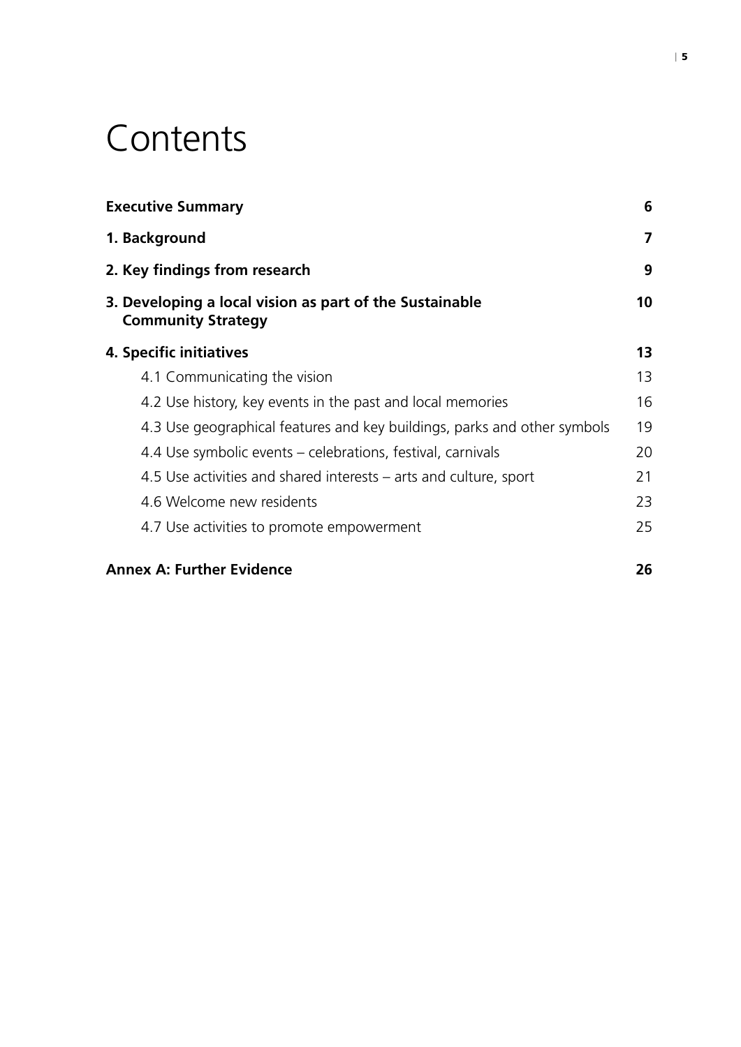# Contents

| | |
|---|---|
| **Executive Summary** | **6** |
| **1. Background** | **7** |
| **2. Key findings from research** | **9** |
| **3. Developing a local vision as part of the Sustainable Community Strategy** | **10** |
| **4. Specific initiatives** | **13** |
| 4.1 Communicating the vision | 13 |
| 4.2 Use history, key events in the past and local memories | 16 |
| 4.3 Use geographical features and key buildings, parks and other symbols | 19 |
| 4.4 Use symbolic events – celebrations, festival, carnivals | 20 |
| 4.5 Use activities and shared interests – arts and culture, sport | 21 |
| 4.6 Welcome new residents | 23 |
| 4.7 Use activities to promote empowerment | 25 |
| **Annex A: Further Evidence** | **26** |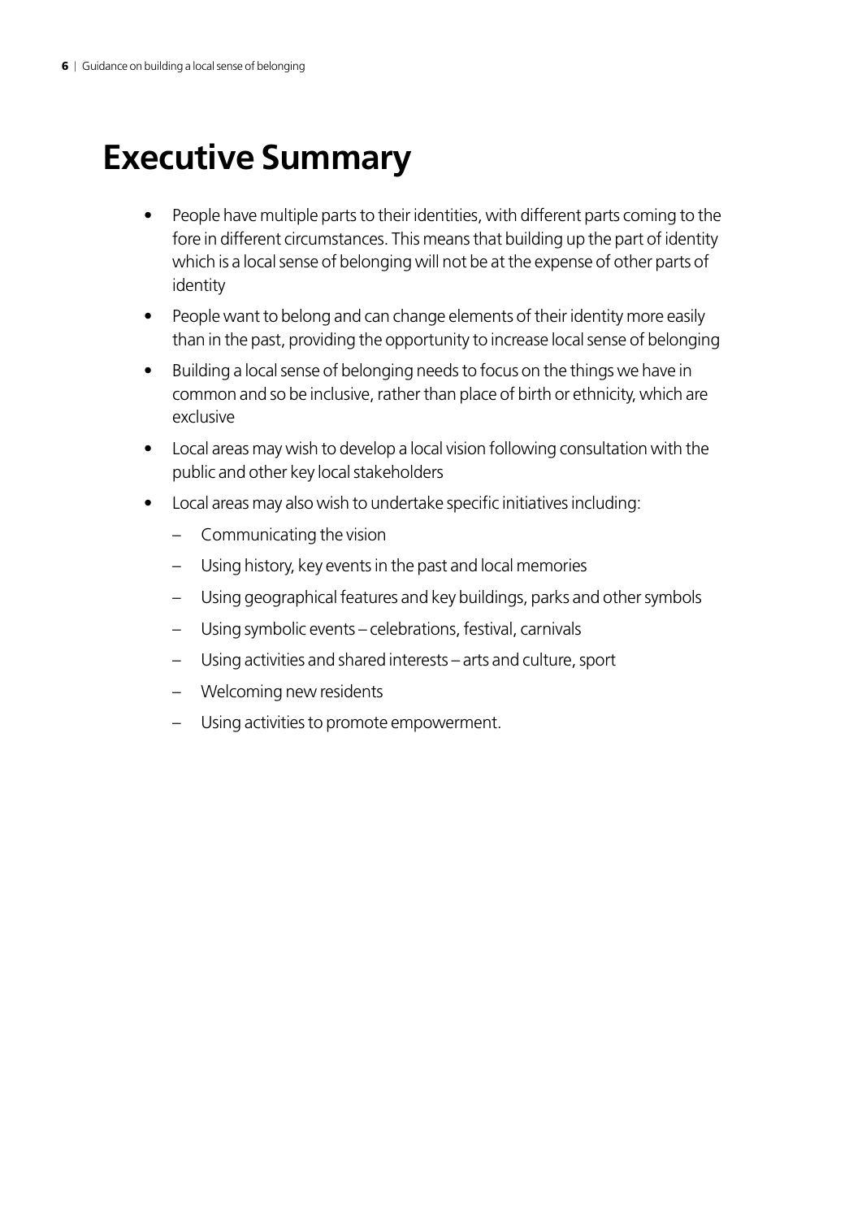# Executive Summary

- People have multiple parts to their identities, with different parts coming to the fore in different circumstances. This means that building up the part of identity which is a local sense of belonging will not be at the expense of other parts of identity
- People want to belong and can change elements of their identity more easily than in the past, providing the opportunity to increase local sense of belonging
- Building a local sense of belonging needs to focus on the things we have in common and so be inclusive, rather than place of birth or ethnicity, which are exclusive
- Local areas may wish to develop a local vision following consultation with the public and other key local stakeholders
- Local areas may also wish to undertake specific initiatives including:
  - Communicating the vision
  - Using history, key events in the past and local memories
  - Using geographical features and key buildings, parks and other symbols
  - Using symbolic events – celebrations, festival, carnivals
  - Using activities and shared interests – arts and culture, sport
  - Welcoming new residents
  - Using activities to promote empowerment.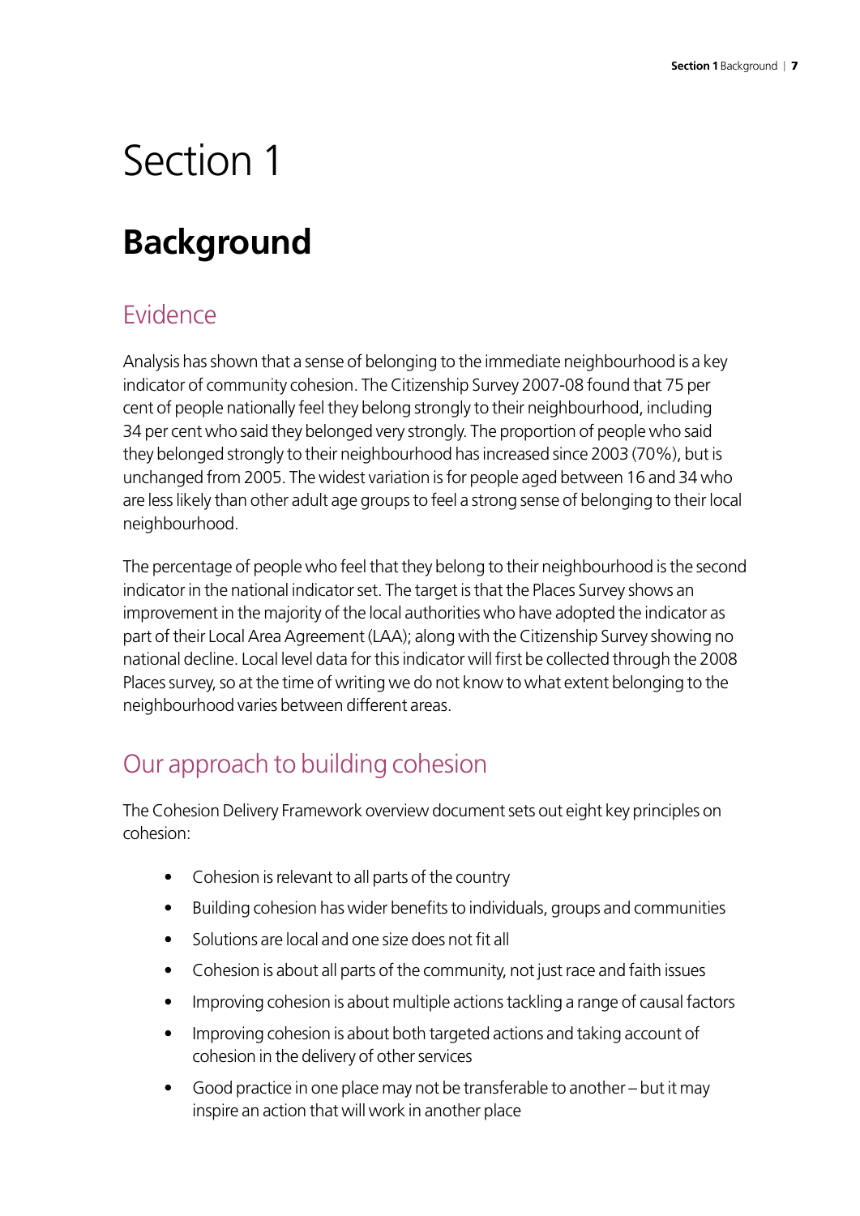# Section 1

## Background

### Evidence

Analysis has shown that a sense of belonging to the immediate neighbourhood is a key indicator of community cohesion. The Citizenship Survey 2007-08 found that 75 per cent of people nationally feel they belong strongly to their neighbourhood, including 34 per cent who said they belonged very strongly. The proportion of people who said they belonged strongly to their neighbourhood has increased since 2003 (70%), but is unchanged from 2005. The widest variation is for people aged between 16 and 34 who are less likely than other adult age groups to feel a strong sense of belonging to their local neighbourhood.

The percentage of people who feel that they belong to their neighbourhood is the second indicator in the national indicator set. The target is that the Places Survey shows an improvement in the majority of the local authorities who have adopted the indicator as part of their Local Area Agreement (LAA); along with the Citizenship Survey showing no national decline. Local level data for this indicator will first be collected through the 2008 Places survey, so at the time of writing we do not know to what extent belonging to the neighbourhood varies between different areas.

### Our approach to building cohesion

The Cohesion Delivery Framework overview document sets out eight key principles on cohesion:

- Cohesion is relevant to all parts of the country
- Building cohesion has wider benefits to individuals, groups and communities
- Solutions are local and one size does not fit all
- Cohesion is about all parts of the community, not just race and faith issues
- Improving cohesion is about multiple actions tackling a range of causal factors
- Improving cohesion is about both targeted actions and taking account of cohesion in the delivery of other services
- Good practice in one place may not be transferable to another – but it may inspire an action that will work in another place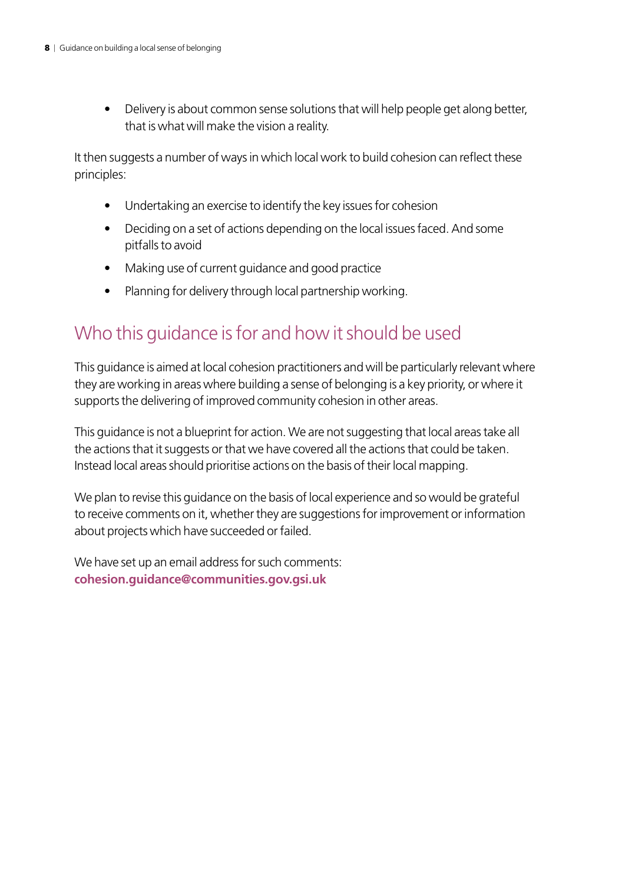- Delivery is about common sense solutions that will help people get along better, that is what will make the vision a reality.

It then suggests a number of ways in which local work to build cohesion can reflect these principles:

- Undertaking an exercise to identify the key issues for cohesion
- Deciding on a set of actions depending on the local issues faced. And some pitfalls to avoid
- Making use of current guidance and good practice
- Planning for delivery through local partnership working.

## Who this guidance is for and how it should be used

This guidance is aimed at local cohesion practitioners and will be particularly relevant where they are working in areas where building a sense of belonging is a key priority, or where it supports the delivering of improved community cohesion in other areas.

This guidance is not a blueprint for action. We are not suggesting that local areas take all the actions that it suggests or that we have covered all the actions that could be taken. Instead local areas should prioritise actions on the basis of their local mapping.

We plan to revise this guidance on the basis of local experience and so would be grateful to receive comments on it, whether they are suggestions for improvement or information about projects which have succeeded or failed.

We have set up an email address for such comments:
**cohesion.guidance@communities.gov.gsi.uk**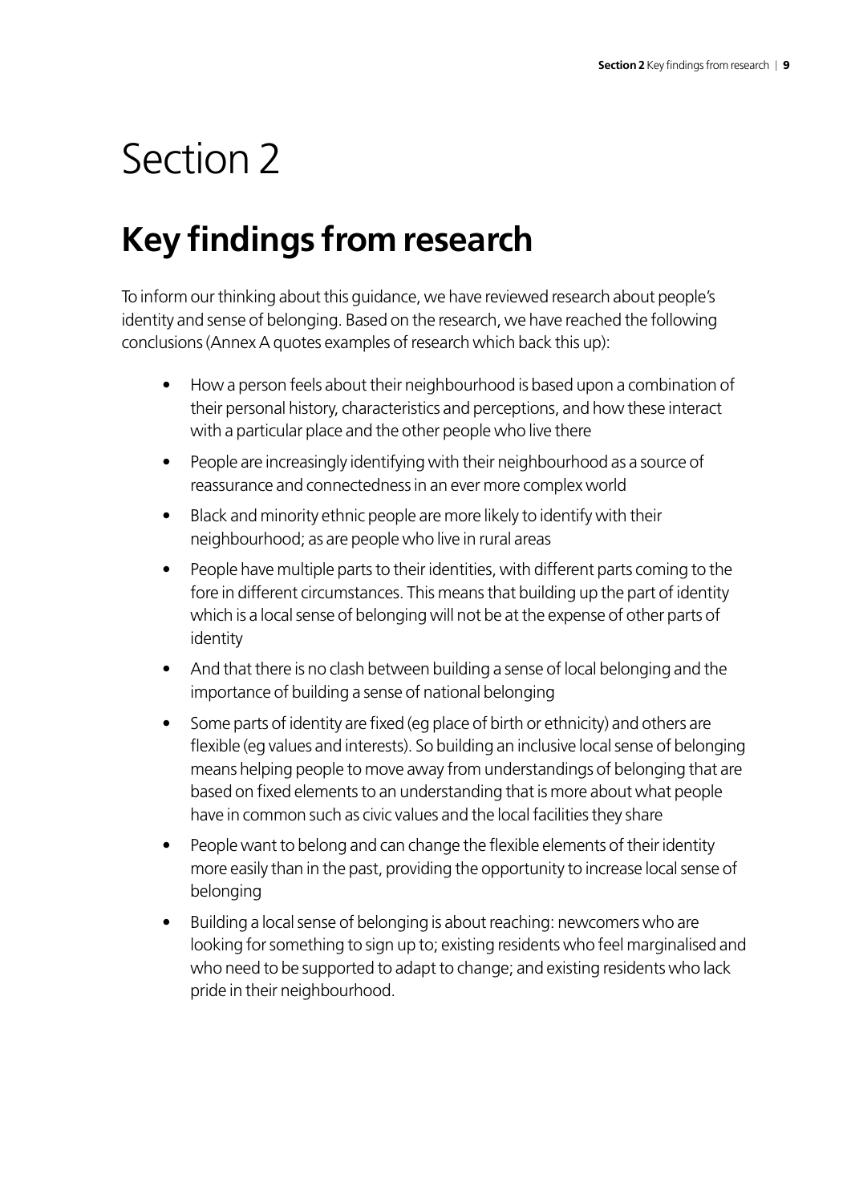# Section 2

## Key findings from research

To inform our thinking about this guidance, we have reviewed research about people's identity and sense of belonging. Based on the research, we have reached the following conclusions (Annex A quotes examples of research which back this up):

- How a person feels about their neighbourhood is based upon a combination of their personal history, characteristics and perceptions, and how these interact with a particular place and the other people who live there
- People are increasingly identifying with their neighbourhood as a source of reassurance and connectedness in an ever more complex world
- Black and minority ethnic people are more likely to identify with their neighbourhood; as are people who live in rural areas
- People have multiple parts to their identities, with different parts coming to the fore in different circumstances. This means that building up the part of identity which is a local sense of belonging will not be at the expense of other parts of identity
- And that there is no clash between building a sense of local belonging and the importance of building a sense of national belonging
- Some parts of identity are fixed (eg place of birth or ethnicity) and others are flexible (eg values and interests). So building an inclusive local sense of belonging means helping people to move away from understandings of belonging that are based on fixed elements to an understanding that is more about what people have in common such as civic values and the local facilities they share
- People want to belong and can change the flexible elements of their identity more easily than in the past, providing the opportunity to increase local sense of belonging
- Building a local sense of belonging is about reaching: newcomers who are looking for something to sign up to; existing residents who feel marginalised and who need to be supported to adapt to change; and existing residents who lack pride in their neighbourhood.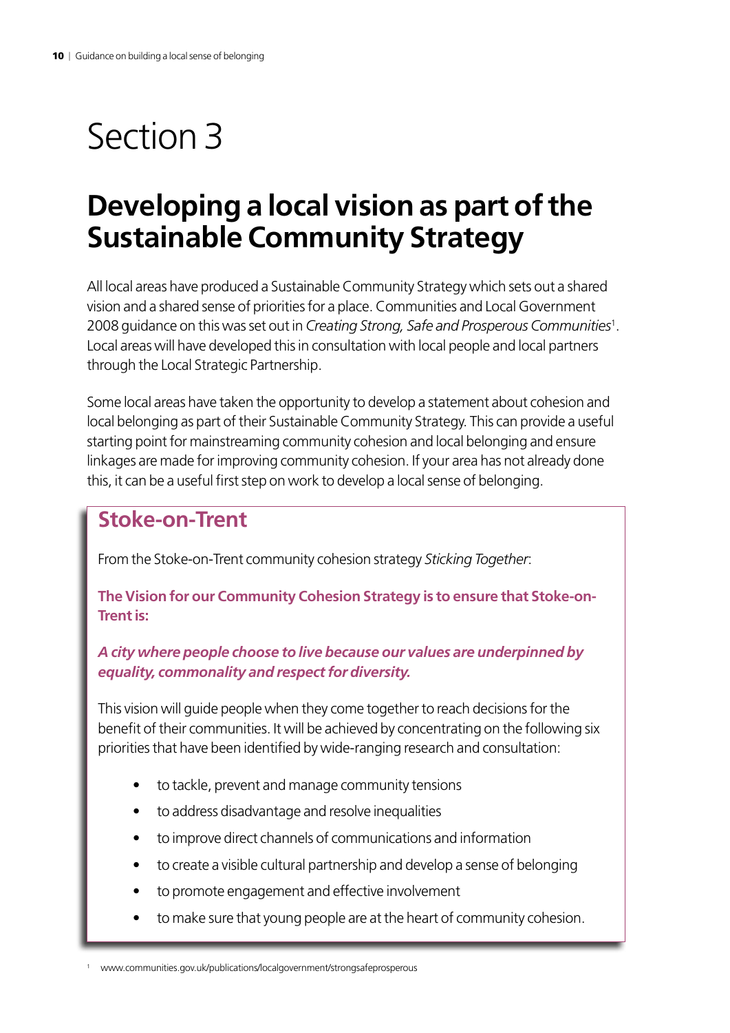# Section 3

## Developing a local vision as part of the Sustainable Community Strategy

All local areas have produced a Sustainable Community Strategy which sets out a shared vision and a shared sense of priorities for a place. Communities and Local Government 2008 guidance on this was set out in *Creating Strong, Safe and Prosperous Communities*[1]. Local areas will have developed this in consultation with local people and local partners through the Local Strategic Partnership.

Some local areas have taken the opportunity to develop a statement about cohesion and local belonging as part of their Sustainable Community Strategy. This can provide a useful starting point for mainstreaming community cohesion and local belonging and ensure linkages are made for improving community cohesion. If your area has not already done this, it can be a useful first step on work to develop a local sense of belonging.

### Stoke-on-Trent

From the Stoke-on-Trent community cohesion strategy *Sticking Together*:

**The Vision for our Community Cohesion Strategy is to ensure that Stoke-on-Trent is:**

***A city where people choose to live because our values are underpinned by equality, commonality and respect for diversity.***

This vision will guide people when they come together to reach decisions for the benefit of their communities. It will be achieved by concentrating on the following six priorities that have been identified by wide-ranging research and consultation:

- to tackle, prevent and manage community tensions
- to address disadvantage and resolve inequalities
- to improve direct channels of communications and information
- to create a visible cultural partnership and develop a sense of belonging
- to promote engagement and effective involvement
- to make sure that young people are at the heart of community cohesion.

[1] www.communities.gov.uk/publications/localgovernment/strongsafeprosperous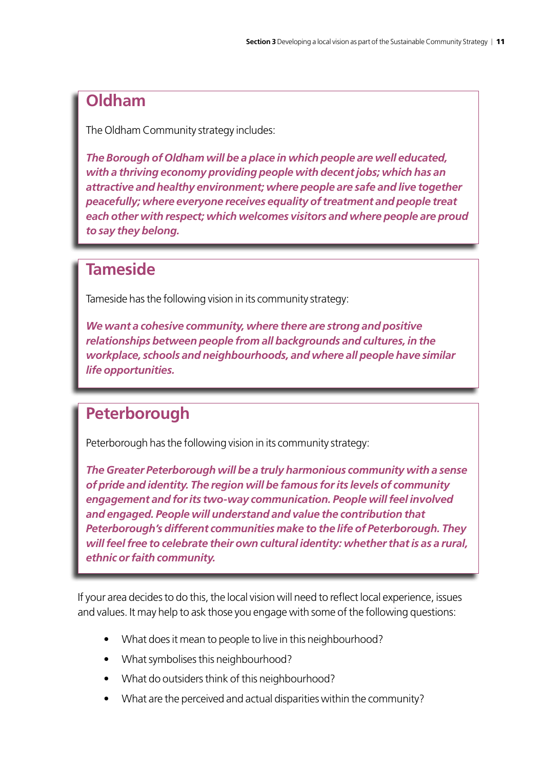## Oldham

The Oldham Community strategy includes:

***The Borough of Oldham will be a place in which people are well educated, with a thriving economy providing people with decent jobs; which has an attractive and healthy environment; where people are safe and live together peacefully; where everyone receives equality of treatment and people treat each other with respect; which welcomes visitors and where people are proud to say they belong.***

## Tameside

Tameside has the following vision in its community strategy:

***We want a cohesive community, where there are strong and positive relationships between people from all backgrounds and cultures, in the workplace, schools and neighbourhoods, and where all people have similar life opportunities.***

## Peterborough

Peterborough has the following vision in its community strategy:

***The Greater Peterborough will be a truly harmonious community with a sense of pride and identity. The region will be famous for its levels of community engagement and for its two-way communication. People will feel involved and engaged. People will understand and value the contribution that Peterborough's different communities make to the life of Peterborough. They will feel free to celebrate their own cultural identity: whether that is as a rural, ethnic or faith community.***

If your area decides to do this, the local vision will need to reflect local experience, issues and values. It may help to ask those you engage with some of the following questions:

- What does it mean to people to live in this neighbourhood?
- What symbolises this neighbourhood?
- What do outsiders think of this neighbourhood?
- What are the perceived and actual disparities within the community?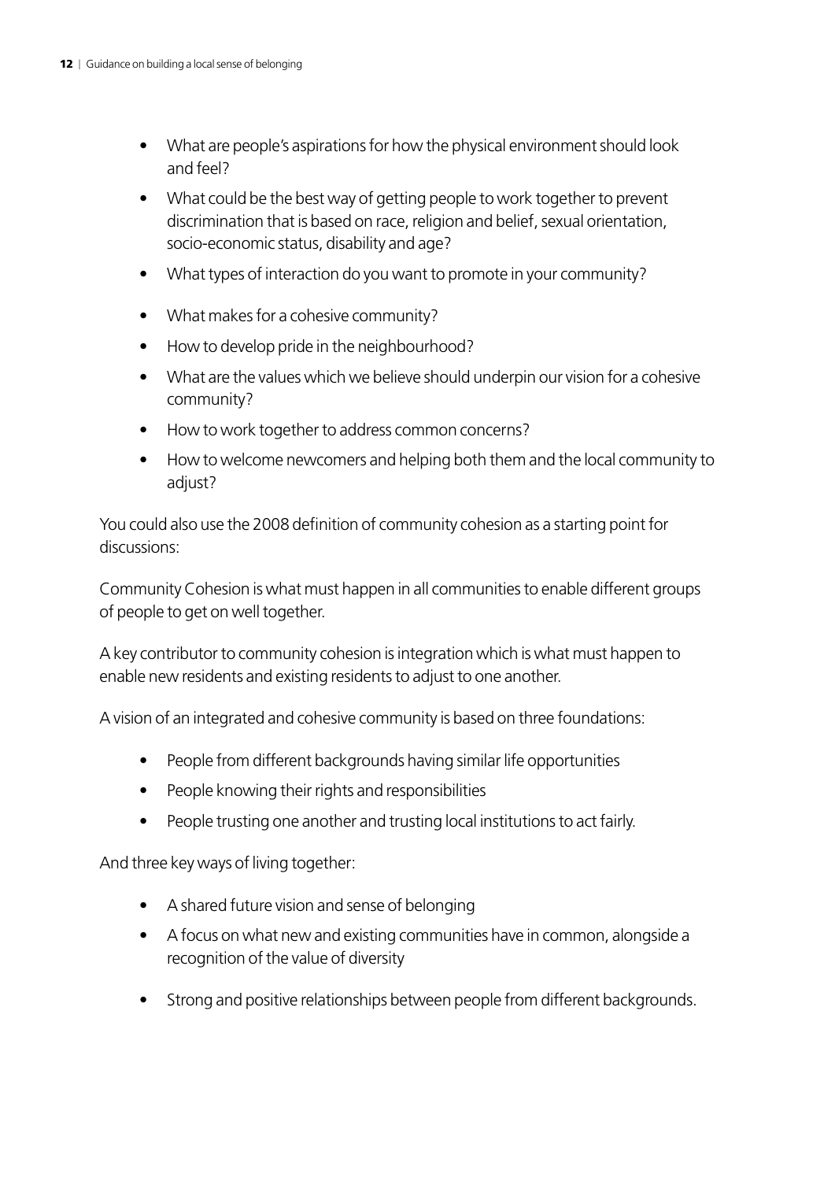- What are people's aspirations for how the physical environment should look and feel?
- What could be the best way of getting people to work together to prevent discrimination that is based on race, religion and belief, sexual orientation, socio-economic status, disability and age?
- What types of interaction do you want to promote in your community?
- What makes for a cohesive community?
- How to develop pride in the neighbourhood?
- What are the values which we believe should underpin our vision for a cohesive community?
- How to work together to address common concerns?
- How to welcome newcomers and helping both them and the local community to adjust?

You could also use the 2008 definition of community cohesion as a starting point for discussions:

Community Cohesion is what must happen in all communities to enable different groups of people to get on well together.

A key contributor to community cohesion is integration which is what must happen to enable new residents and existing residents to adjust to one another.

A vision of an integrated and cohesive community is based on three foundations:

- People from different backgrounds having similar life opportunities
- People knowing their rights and responsibilities
- People trusting one another and trusting local institutions to act fairly.

And three key ways of living together:

- A shared future vision and sense of belonging
- A focus on what new and existing communities have in common, alongside a recognition of the value of diversity
- Strong and positive relationships between people from different backgrounds.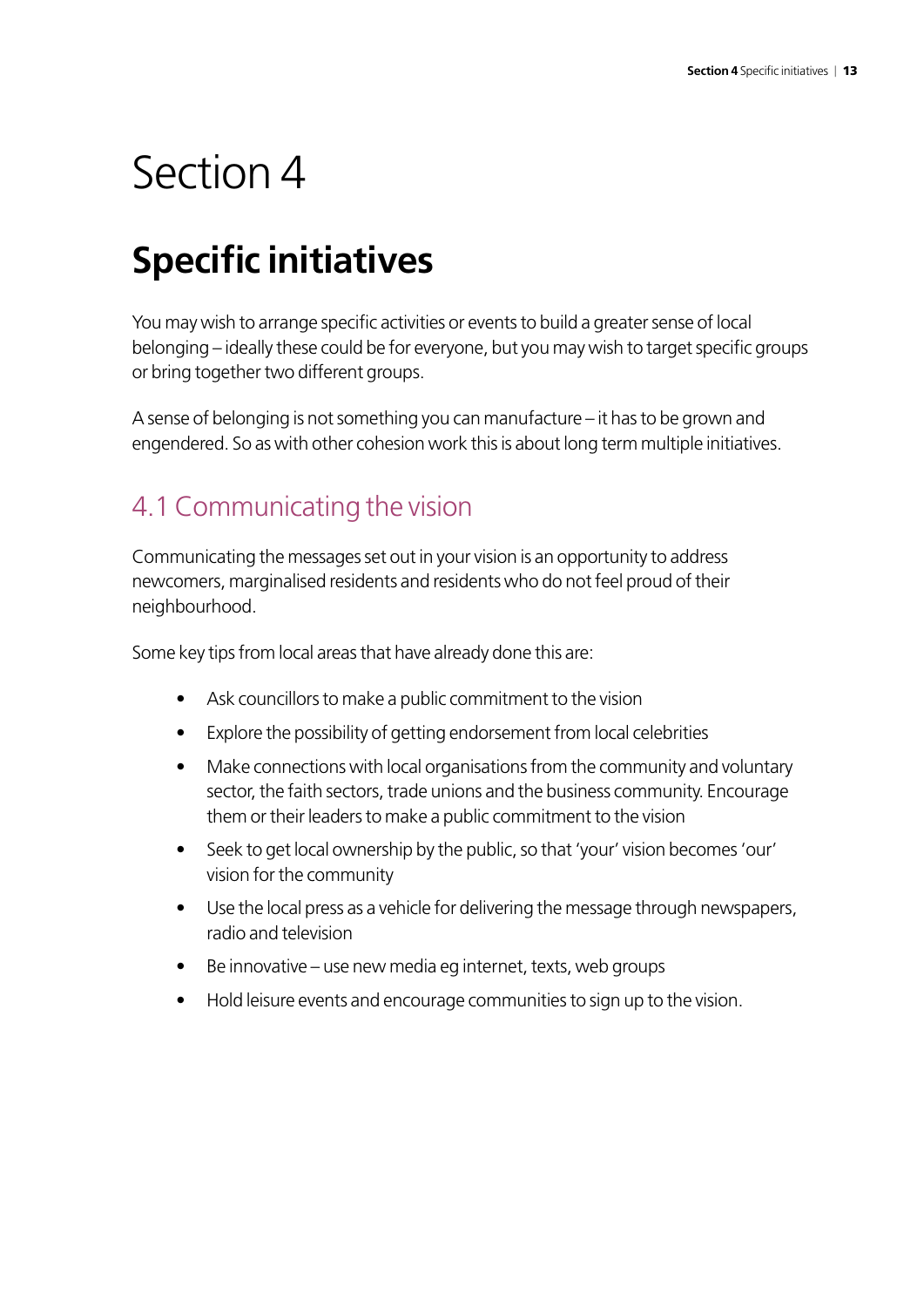# Section 4

## Specific initiatives

You may wish to arrange specific activities or events to build a greater sense of local belonging – ideally these could be for everyone, but you may wish to target specific groups or bring together two different groups.

A sense of belonging is not something you can manufacture – it has to be grown and engendered. So as with other cohesion work this is about long term multiple initiatives.

### 4.1 Communicating the vision

Communicating the messages set out in your vision is an opportunity to address newcomers, marginalised residents and residents who do not feel proud of their neighbourhood.

Some key tips from local areas that have already done this are:

- Ask councillors to make a public commitment to the vision
- Explore the possibility of getting endorsement from local celebrities
- Make connections with local organisations from the community and voluntary sector, the faith sectors, trade unions and the business community. Encourage them or their leaders to make a public commitment to the vision
- Seek to get local ownership by the public, so that 'your' vision becomes 'our' vision for the community
- Use the local press as a vehicle for delivering the message through newspapers, radio and television
- Be innovative – use new media eg internet, texts, web groups
- Hold leisure events and encourage communities to sign up to the vision.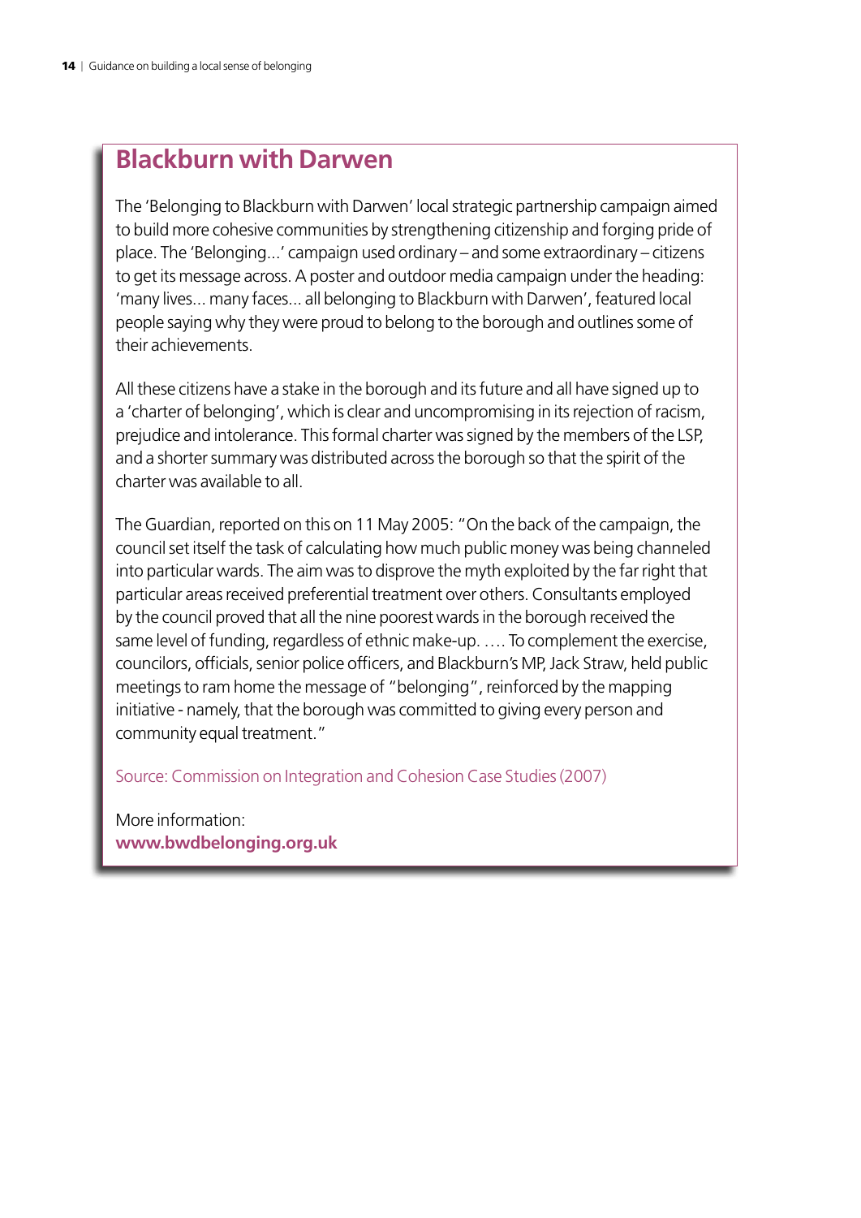## Blackburn with Darwen

The 'Belonging to Blackburn with Darwen' local strategic partnership campaign aimed to build more cohesive communities by strengthening citizenship and forging pride of place. The 'Belonging...' campaign used ordinary – and some extraordinary – citizens to get its message across. A poster and outdoor media campaign under the heading: 'many lives... many faces... all belonging to Blackburn with Darwen', featured local people saying why they were proud to belong to the borough and outlines some of their achievements.

All these citizens have a stake in the borough and its future and all have signed up to a 'charter of belonging', which is clear and uncompromising in its rejection of racism, prejudice and intolerance. This formal charter was signed by the members of the LSP, and a shorter summary was distributed across the borough so that the spirit of the charter was available to all.

The Guardian, reported on this on 11 May 2005: "On the back of the campaign, the council set itself the task of calculating how much public money was being channeled into particular wards. The aim was to disprove the myth exploited by the far right that particular areas received preferential treatment over others. Consultants employed by the council proved that all the nine poorest wards in the borough received the same level of funding, regardless of ethnic make-up. …. To complement the exercise, councilors, officials, senior police officers, and Blackburn's MP, Jack Straw, held public meetings to ram home the message of "belonging", reinforced by the mapping initiative - namely, that the borough was committed to giving every person and community equal treatment."

Source: Commission on Integration and Cohesion Case Studies (2007)

More information:
**www.bwdbelonging.org.uk**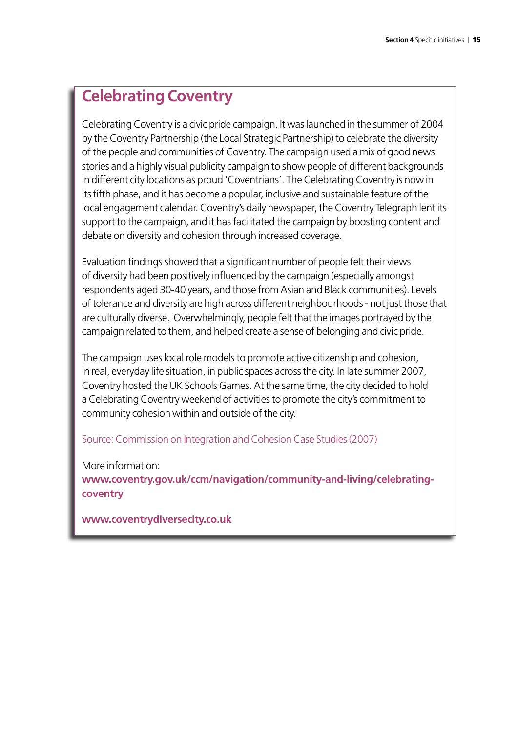## Celebrating Coventry

Celebrating Coventry is a civic pride campaign. It was launched in the summer of 2004 by the Coventry Partnership (the Local Strategic Partnership) to celebrate the diversity of the people and communities of Coventry. The campaign used a mix of good news stories and a highly visual publicity campaign to show people of different backgrounds in different city locations as proud 'Coventrians'. The Celebrating Coventry is now in its fifth phase, and it has become a popular, inclusive and sustainable feature of the local engagement calendar. Coventry's daily newspaper, the Coventry Telegraph lent its support to the campaign, and it has facilitated the campaign by boosting content and debate on diversity and cohesion through increased coverage.

Evaluation findings showed that a significant number of people felt their views of diversity had been positively influenced by the campaign (especially amongst respondents aged 30-40 years, and those from Asian and Black communities). Levels of tolerance and diversity are high across different neighbourhoods - not just those that are culturally diverse. Overwhelmingly, people felt that the images portrayed by the campaign related to them, and helped create a sense of belonging and civic pride.

The campaign uses local role models to promote active citizenship and cohesion, in real, everyday life situation, in public spaces across the city. In late summer 2007, Coventry hosted the UK Schools Games. At the same time, the city decided to hold a Celebrating Coventry weekend of activities to promote the city's commitment to community cohesion within and outside of the city.

Source: Commission on Integration and Cohesion Case Studies (2007)

More information:
**www.coventry.gov.uk/ccm/navigation/community-and-living/celebrating-coventry**

**www.coventrydiversecity.co.uk**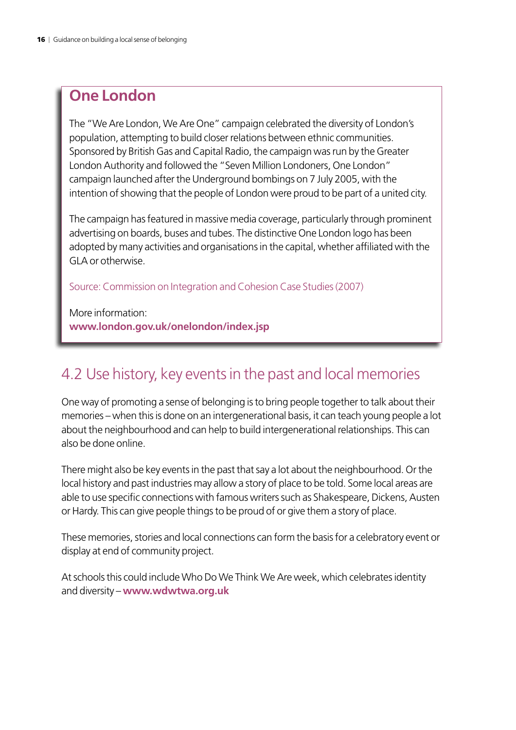## One London

The "We Are London, We Are One" campaign celebrated the diversity of London's population, attempting to build closer relations between ethnic communities. Sponsored by British Gas and Capital Radio, the campaign was run by the Greater London Authority and followed the "Seven Million Londoners, One London" campaign launched after the Underground bombings on 7 July 2005, with the intention of showing that the people of London were proud to be part of a united city.

The campaign has featured in massive media coverage, particularly through prominent advertising on boards, buses and tubes. The distinctive One London logo has been adopted by many activities and organisations in the capital, whether affiliated with the GLA or otherwise.

Source: Commission on Integration and Cohesion Case Studies (2007)

More information:
**www.london.gov.uk/onelondon/index.jsp**

## 4.2 Use history, key events in the past and local memories

One way of promoting a sense of belonging is to bring people together to talk about their memories – when this is done on an intergenerational basis, it can teach young people a lot about the neighbourhood and can help to build intergenerational relationships. This can also be done online.

There might also be key events in the past that say a lot about the neighbourhood. Or the local history and past industries may allow a story of place to be told. Some local areas are able to use specific connections with famous writers such as Shakespeare, Dickens, Austen or Hardy. This can give people things to be proud of or give them a story of place.

These memories, stories and local connections can form the basis for a celebratory event or display at end of community project.

At schools this could include Who Do We Think We Are week, which celebrates identity and diversity – **www.wdwtwa.org.uk**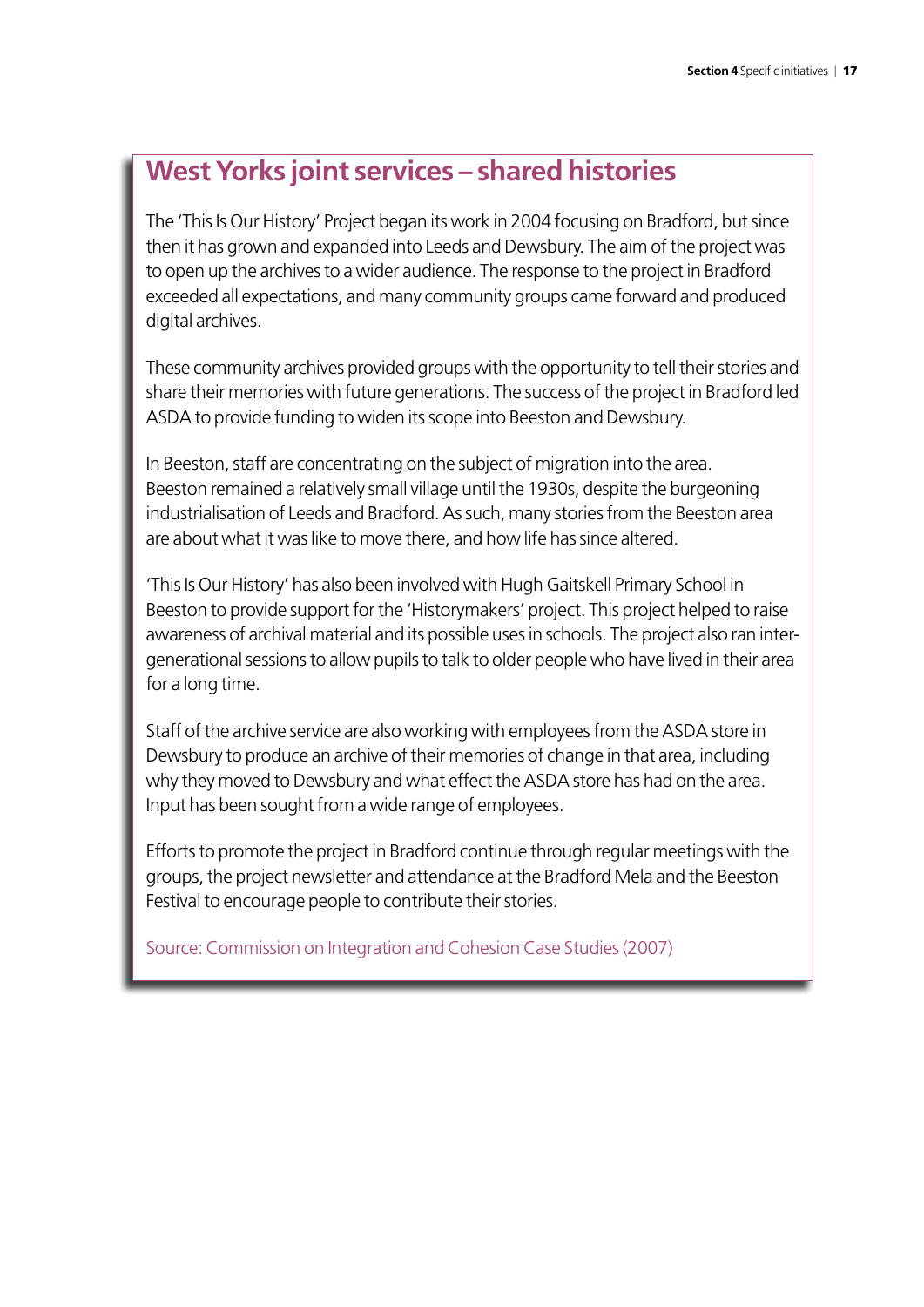## West Yorks joint services – shared histories

The 'This Is Our History' Project began its work in 2004 focusing on Bradford, but since then it has grown and expanded into Leeds and Dewsbury. The aim of the project was to open up the archives to a wider audience. The response to the project in Bradford exceeded all expectations, and many community groups came forward and produced digital archives.

These community archives provided groups with the opportunity to tell their stories and share their memories with future generations. The success of the project in Bradford led ASDA to provide funding to widen its scope into Beeston and Dewsbury.

In Beeston, staff are concentrating on the subject of migration into the area. Beeston remained a relatively small village until the 1930s, despite the burgeoning industrialisation of Leeds and Bradford. As such, many stories from the Beeston area are about what it was like to move there, and how life has since altered.

'This Is Our History' has also been involved with Hugh Gaitskell Primary School in Beeston to provide support for the 'Historymakers' project. This project helped to raise awareness of archival material and its possible uses in schools. The project also ran inter-generational sessions to allow pupils to talk to older people who have lived in their area for a long time.

Staff of the archive service are also working with employees from the ASDA store in Dewsbury to produce an archive of their memories of change in that area, including why they moved to Dewsbury and what effect the ASDA store has had on the area. Input has been sought from a wide range of employees.

Efforts to promote the project in Bradford continue through regular meetings with the groups, the project newsletter and attendance at the Bradford Mela and the Beeston Festival to encourage people to contribute their stories.

Source: Commission on Integration and Cohesion Case Studies (2007)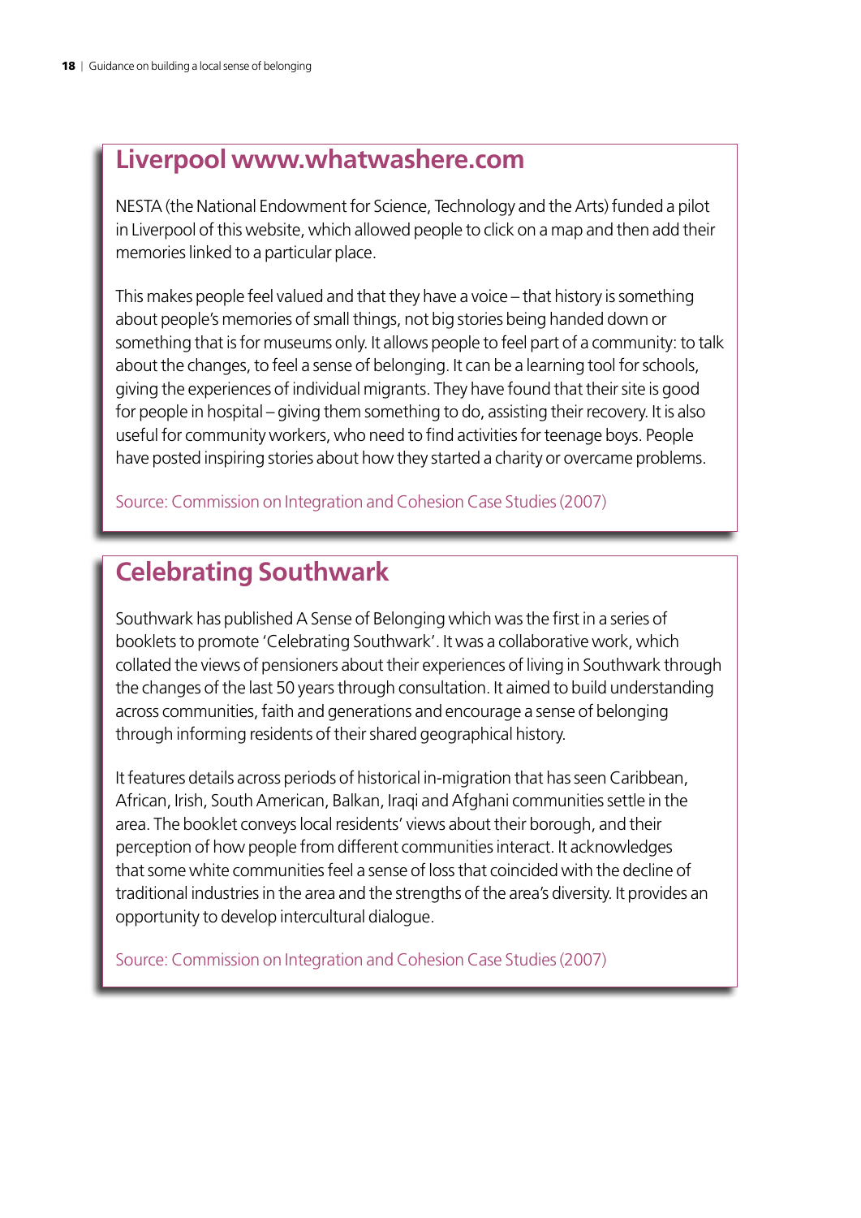## Liverpool www.whatwashere.com

NESTA (the National Endowment for Science, Technology and the Arts) funded a pilot in Liverpool of this website, which allowed people to click on a map and then add their memories linked to a particular place.

This makes people feel valued and that they have a voice – that history is something about people's memories of small things, not big stories being handed down or something that is for museums only. It allows people to feel part of a community: to talk about the changes, to feel a sense of belonging. It can be a learning tool for schools, giving the experiences of individual migrants. They have found that their site is good for people in hospital – giving them something to do, assisting their recovery. It is also useful for community workers, who need to find activities for teenage boys. People have posted inspiring stories about how they started a charity or overcame problems.

Source: Commission on Integration and Cohesion Case Studies (2007)

## Celebrating Southwark

Southwark has published A Sense of Belonging which was the first in a series of booklets to promote 'Celebrating Southwark'. It was a collaborative work, which collated the views of pensioners about their experiences of living in Southwark through the changes of the last 50 years through consultation. It aimed to build understanding across communities, faith and generations and encourage a sense of belonging through informing residents of their shared geographical history.

It features details across periods of historical in-migration that has seen Caribbean, African, Irish, South American, Balkan, Iraqi and Afghani communities settle in the area. The booklet conveys local residents' views about their borough, and their perception of how people from different communities interact. It acknowledges that some white communities feel a sense of loss that coincided with the decline of traditional industries in the area and the strengths of the area's diversity. It provides an opportunity to develop intercultural dialogue.

Source: Commission on Integration and Cohesion Case Studies (2007)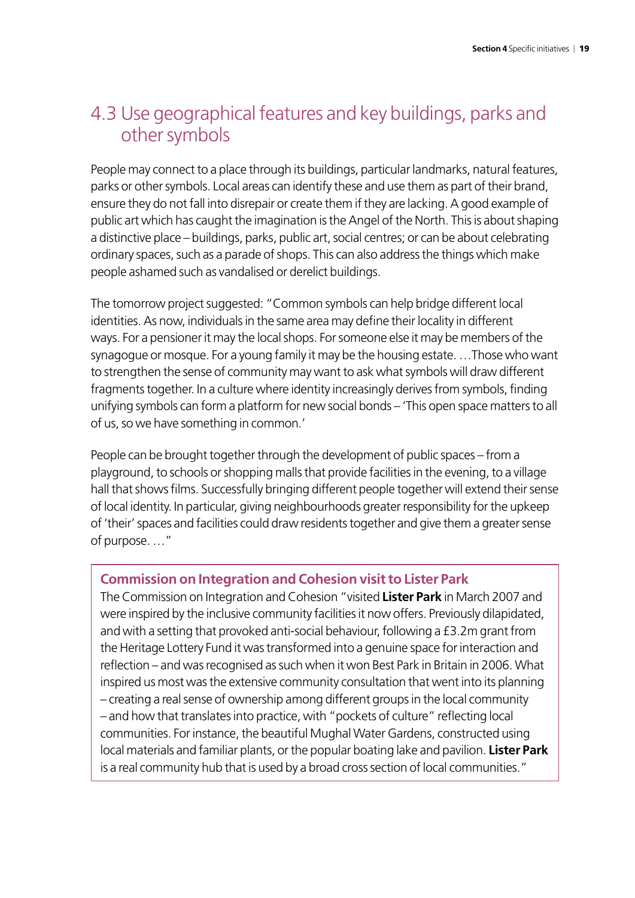## 4.3 Use geographical features and key buildings, parks and other symbols

People may connect to a place through its buildings, particular landmarks, natural features, parks or other symbols. Local areas can identify these and use them as part of their brand, ensure they do not fall into disrepair or create them if they are lacking. A good example of public art which has caught the imagination is the Angel of the North. This is about shaping a distinctive place – buildings, parks, public art, social centres; or can be about celebrating ordinary spaces, such as a parade of shops. This can also address the things which make people ashamed such as vandalised or derelict buildings.

The tomorrow project suggested: "Common symbols can help bridge different local identities. As now, individuals in the same area may define their locality in different ways. For a pensioner it may the local shops. For someone else it may be members of the synagogue or mosque. For a young family it may be the housing estate. …Those who want to strengthen the sense of community may want to ask what symbols will draw different fragments together. In a culture where identity increasingly derives from symbols, finding unifying symbols can form a platform for new social bonds – 'This open space matters to all of us, so we have something in common.'

People can be brought together through the development of public spaces – from a playground, to schools or shopping malls that provide facilities in the evening, to a village hall that shows films. Successfully bringing different people together will extend their sense of local identity. In particular, giving neighbourhoods greater responsibility for the upkeep of 'their' spaces and facilities could draw residents together and give them a greater sense of purpose. …"

**Commission on Integration and Cohesion visit to Lister Park**

The Commission on Integration and Cohesion "visited **Lister Park** in March 2007 and were inspired by the inclusive community facilities it now offers. Previously dilapidated, and with a setting that provoked anti-social behaviour, following a £3.2m grant from the Heritage Lottery Fund it was transformed into a genuine space for interaction and reflection – and was recognised as such when it won Best Park in Britain in 2006. What inspired us most was the extensive community consultation that went into its planning – creating a real sense of ownership among different groups in the local community – and how that translates into practice, with "pockets of culture" reflecting local communities. For instance, the beautiful Mughal Water Gardens, constructed using local materials and familiar plants, or the popular boating lake and pavilion. **Lister Park** is a real community hub that is used by a broad cross section of local communities."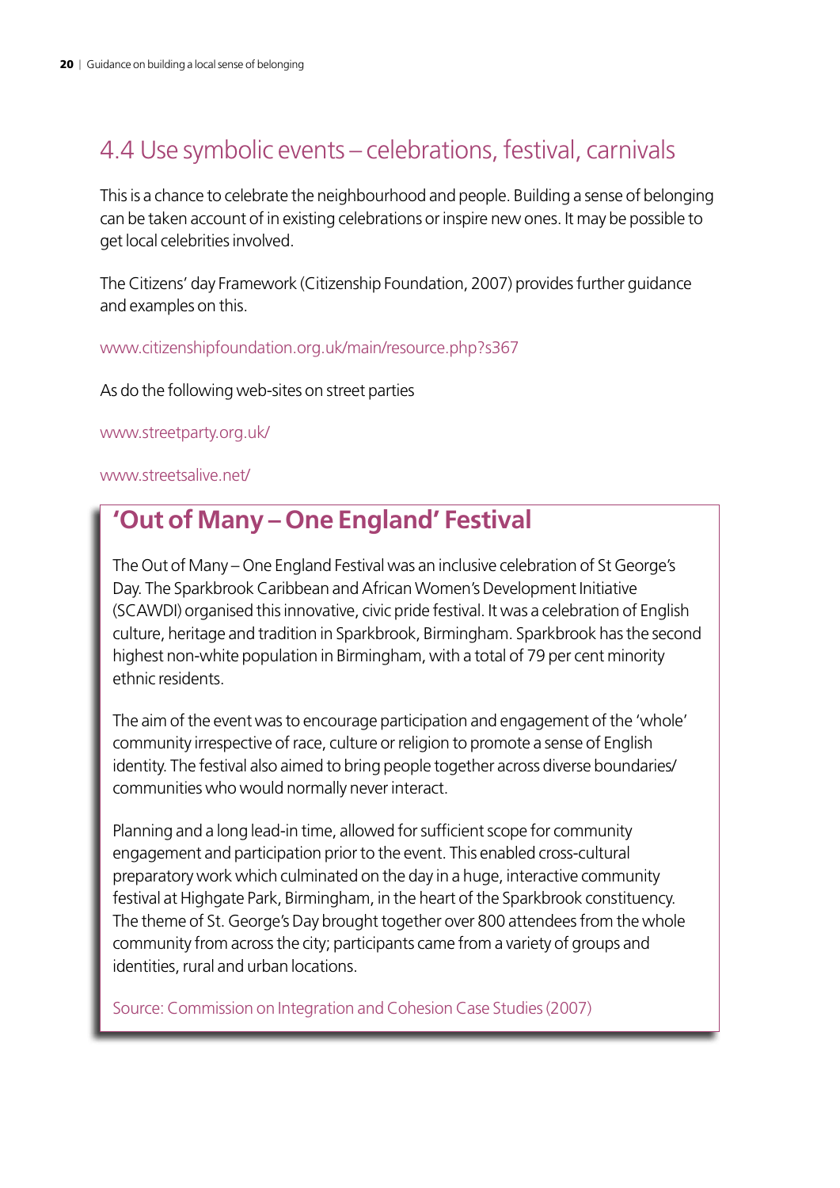## 4.4 Use symbolic events – celebrations, festival, carnivals

This is a chance to celebrate the neighbourhood and people. Building a sense of belonging can be taken account of in existing celebrations or inspire new ones. It may be possible to get local celebrities involved.

The Citizens' day Framework (Citizenship Foundation, 2007) provides further guidance and examples on this.

www.citizenshipfoundation.org.uk/main/resource.php?s367

As do the following web-sites on street parties

www.streetparty.org.uk/

www.streetsalive.net/

### 'Out of Many – One England' Festival

The Out of Many – One England Festival was an inclusive celebration of St George's Day. The Sparkbrook Caribbean and African Women's Development Initiative (SCAWDI) organised this innovative, civic pride festival. It was a celebration of English culture, heritage and tradition in Sparkbrook, Birmingham. Sparkbrook has the second highest non-white population in Birmingham, with a total of 79 per cent minority ethnic residents.

The aim of the event was to encourage participation and engagement of the 'whole' community irrespective of race, culture or religion to promote a sense of English identity. The festival also aimed to bring people together across diverse boundaries/ communities who would normally never interact.

Planning and a long lead-in time, allowed for sufficient scope for community engagement and participation prior to the event. This enabled cross-cultural preparatory work which culminated on the day in a huge, interactive community festival at Highgate Park, Birmingham, in the heart of the Sparkbrook constituency. The theme of St. George's Day brought together over 800 attendees from the whole community from across the city; participants came from a variety of groups and identities, rural and urban locations.

Source: Commission on Integration and Cohesion Case Studies (2007)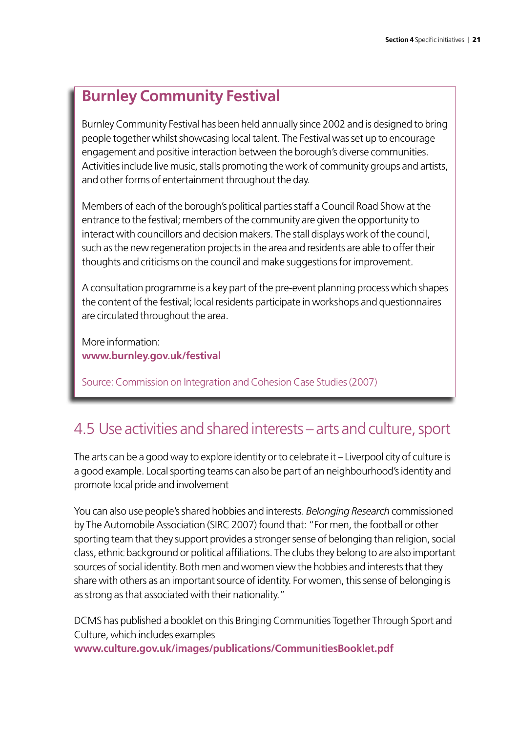## Burnley Community Festival

Burnley Community Festival has been held annually since 2002 and is designed to bring people together whilst showcasing local talent. The Festival was set up to encourage engagement and positive interaction between the borough's diverse communities. Activities include live music, stalls promoting the work of community groups and artists, and other forms of entertainment throughout the day.

Members of each of the borough's political parties staff a Council Road Show at the entrance to the festival; members of the community are given the opportunity to interact with councillors and decision makers. The stall displays work of the council, such as the new regeneration projects in the area and residents are able to offer their thoughts and criticisms on the council and make suggestions for improvement.

A consultation programme is a key part of the pre-event planning process which shapes the content of the festival; local residents participate in workshops and questionnaires are circulated throughout the area.

More information:
**www.burnley.gov.uk/festival**

Source: Commission on Integration and Cohesion Case Studies (2007)

## 4.5 Use activities and shared interests – arts and culture, sport

The arts can be a good way to explore identity or to celebrate it – Liverpool city of culture is a good example. Local sporting teams can also be part of an neighbourhood's identity and promote local pride and involvement

You can also use people's shared hobbies and interests. *Belonging Research* commissioned by The Automobile Association (SIRC 2007) found that: "For men, the football or other sporting team that they support provides a stronger sense of belonging than religion, social class, ethnic background or political affiliations. The clubs they belong to are also important sources of social identity. Both men and women view the hobbies and interests that they share with others as an important source of identity. For women, this sense of belonging is as strong as that associated with their nationality."

DCMS has published a booklet on this Bringing Communities Together Through Sport and Culture, which includes examples
**www.culture.gov.uk/images/publications/CommunitiesBooklet.pdf**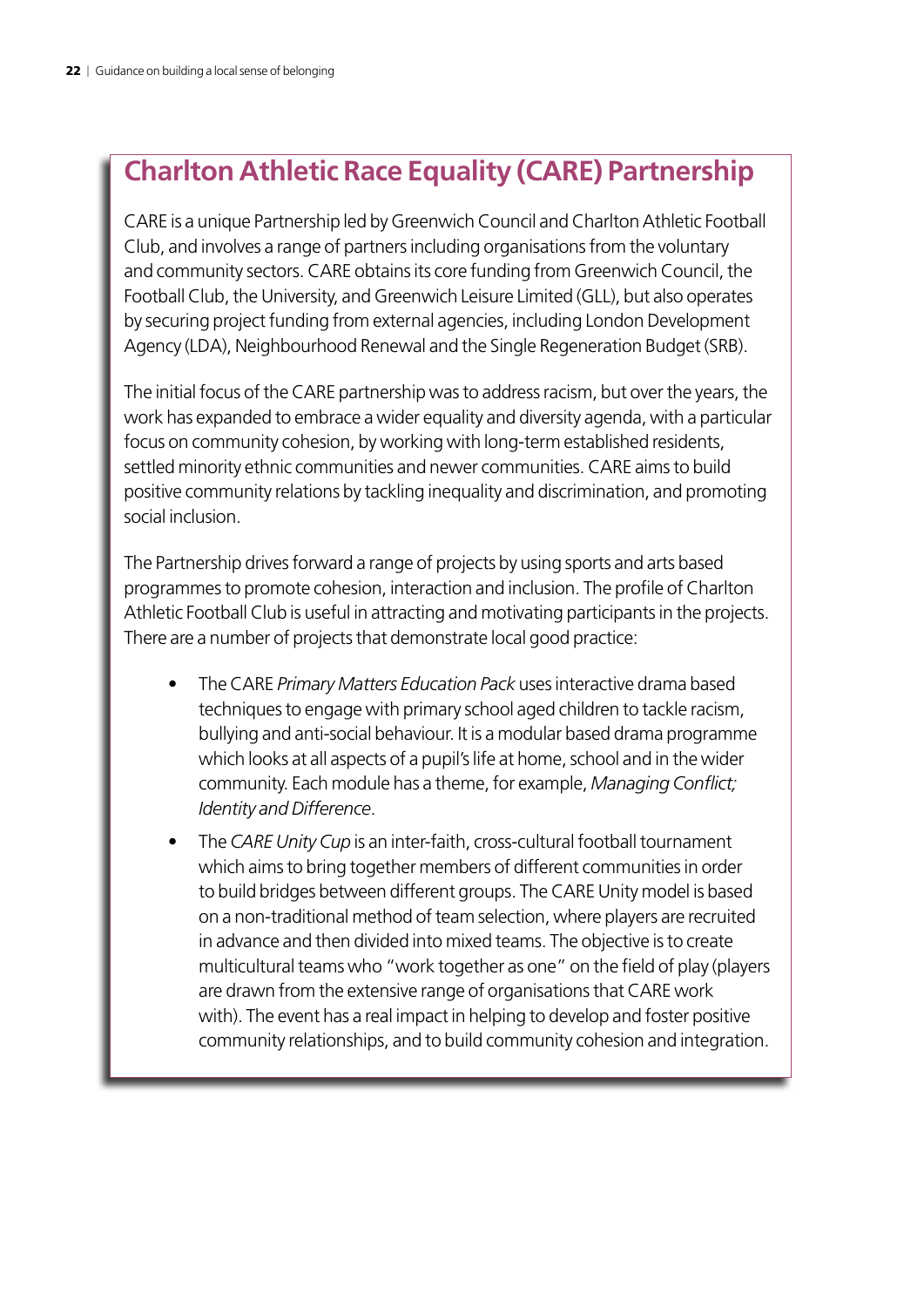## Charlton Athletic Race Equality (CARE) Partnership

CARE is a unique Partnership led by Greenwich Council and Charlton Athletic Football Club, and involves a range of partners including organisations from the voluntary and community sectors. CARE obtains its core funding from Greenwich Council, the Football Club, the University, and Greenwich Leisure Limited (GLL), but also operates by securing project funding from external agencies, including London Development Agency (LDA), Neighbourhood Renewal and the Single Regeneration Budget (SRB).

The initial focus of the CARE partnership was to address racism, but over the years, the work has expanded to embrace a wider equality and diversity agenda, with a particular focus on community cohesion, by working with long-term established residents, settled minority ethnic communities and newer communities. CARE aims to build positive community relations by tackling inequality and discrimination, and promoting social inclusion.

The Partnership drives forward a range of projects by using sports and arts based programmes to promote cohesion, interaction and inclusion. The profile of Charlton Athletic Football Club is useful in attracting and motivating participants in the projects. There are a number of projects that demonstrate local good practice:

- The CARE *Primary Matters Education Pack* uses interactive drama based techniques to engage with primary school aged children to tackle racism, bullying and anti-social behaviour. It is a modular based drama programme which looks at all aspects of a pupil's life at home, school and in the wider community. Each module has a theme, for example, *Managing Conflict; Identity and Difference*.
- The *CARE Unity Cup* is an inter-faith, cross-cultural football tournament which aims to bring together members of different communities in order to build bridges between different groups. The CARE Unity model is based on a non-traditional method of team selection, where players are recruited in advance and then divided into mixed teams. The objective is to create multicultural teams who "work together as one" on the field of play (players are drawn from the extensive range of organisations that CARE work with). The event has a real impact in helping to develop and foster positive community relationships, and to build community cohesion and integration.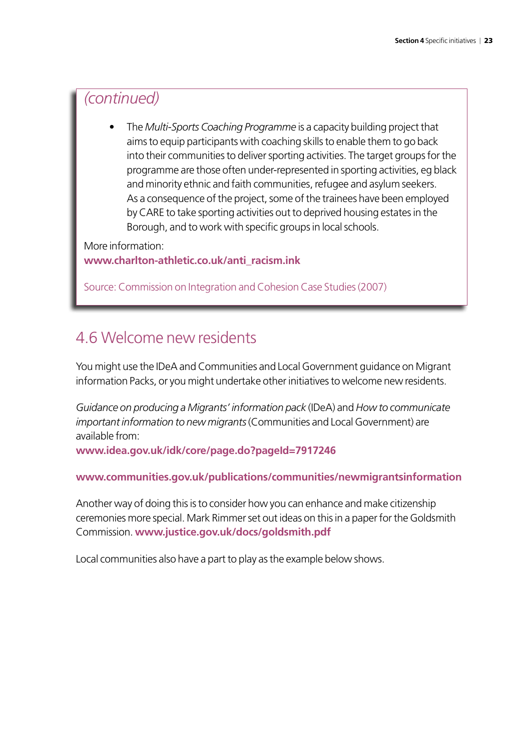*(continued)*

- The *Multi-Sports Coaching Programme* is a capacity building project that aims to equip participants with coaching skills to enable them to go back into their communities to deliver sporting activities. The target groups for the programme are those often under-represented in sporting activities, eg black and minority ethnic and faith communities, refugee and asylum seekers. As a consequence of the project, some of the trainees have been employed by CARE to take sporting activities out to deprived housing estates in the Borough, and to work with specific groups in local schools.

More information:
**www.charlton-athletic.co.uk/anti_racism.ink**

Source: Commission on Integration and Cohesion Case Studies (2007)

## 4.6 Welcome new residents

You might use the IDeA and Communities and Local Government guidance on Migrant information Packs, or you might undertake other initiatives to welcome new residents.

*Guidance on producing a Migrants' information pack* (IDeA) and *How to communicate important information to new migrants* (Communities and Local Government) are available from:
**www.idea.gov.uk/idk/core/page.do?pageId=7917246**

**www.communities.gov.uk/publications/communities/newmigrantsinformation**

Another way of doing this is to consider how you can enhance and make citizenship ceremonies more special. Mark Rimmer set out ideas on this in a paper for the Goldsmith Commission. **www.justice.gov.uk/docs/goldsmith.pdf**

Local communities also have a part to play as the example below shows.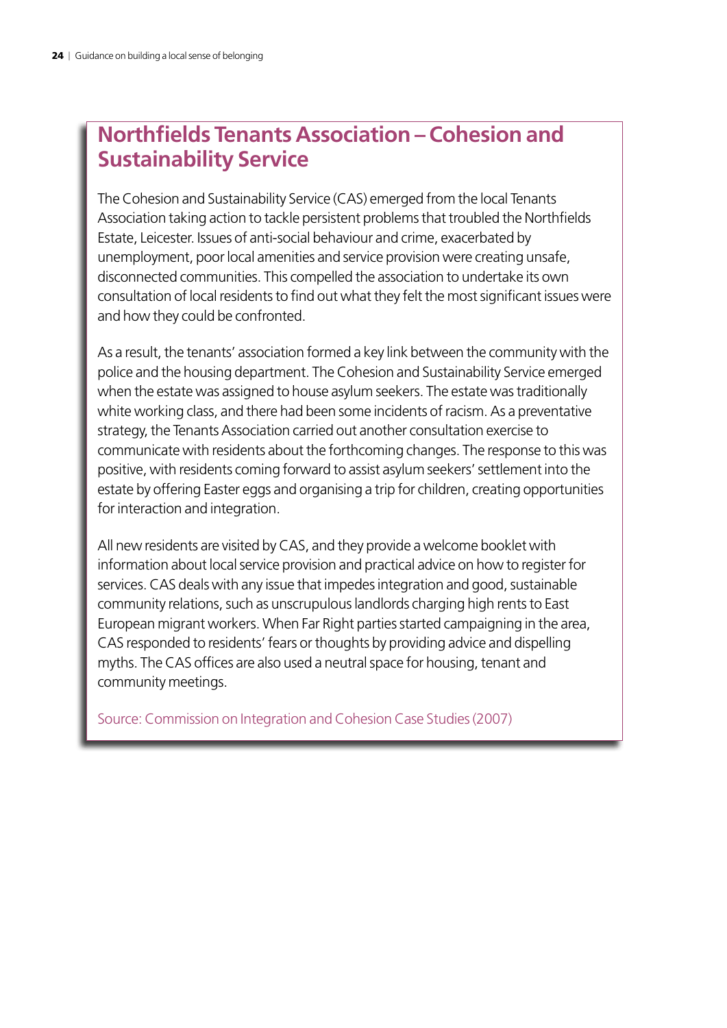## Northfields Tenants Association – Cohesion and Sustainability Service

The Cohesion and Sustainability Service (CAS) emerged from the local Tenants Association taking action to tackle persistent problems that troubled the Northfields Estate, Leicester. Issues of anti-social behaviour and crime, exacerbated by unemployment, poor local amenities and service provision were creating unsafe, disconnected communities. This compelled the association to undertake its own consultation of local residents to find out what they felt the most significant issues were and how they could be confronted.

As a result, the tenants' association formed a key link between the community with the police and the housing department. The Cohesion and Sustainability Service emerged when the estate was assigned to house asylum seekers. The estate was traditionally white working class, and there had been some incidents of racism. As a preventative strategy, the Tenants Association carried out another consultation exercise to communicate with residents about the forthcoming changes. The response to this was positive, with residents coming forward to assist asylum seekers' settlement into the estate by offering Easter eggs and organising a trip for children, creating opportunities for interaction and integration.

All new residents are visited by CAS, and they provide a welcome booklet with information about local service provision and practical advice on how to register for services. CAS deals with any issue that impedes integration and good, sustainable community relations, such as unscrupulous landlords charging high rents to East European migrant workers. When Far Right parties started campaigning in the area, CAS responded to residents' fears or thoughts by providing advice and dispelling myths. The CAS offices are also used a neutral space for housing, tenant and community meetings.

Source: Commission on Integration and Cohesion Case Studies (2007)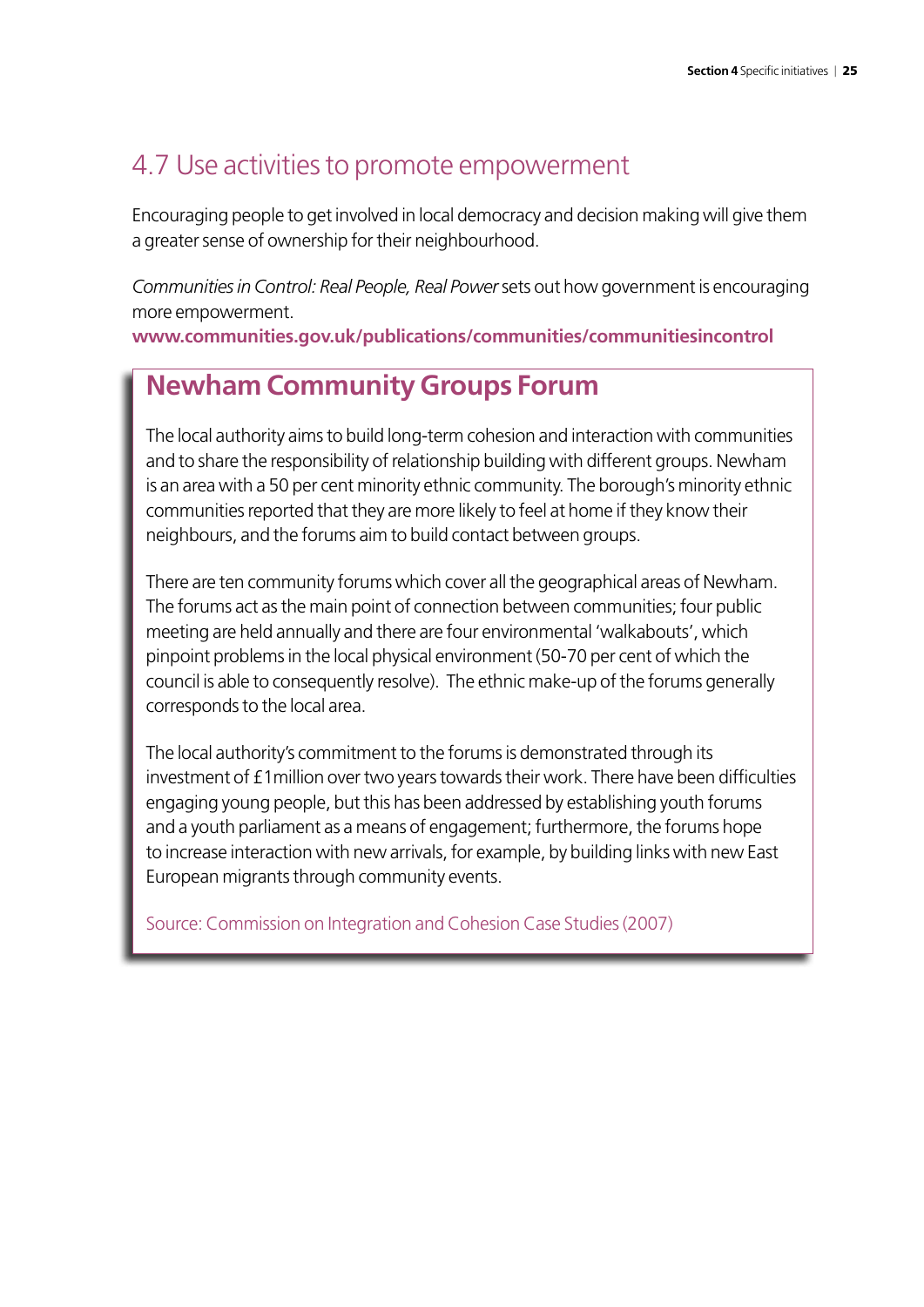## 4.7 Use activities to promote empowerment

Encouraging people to get involved in local democracy and decision making will give them a greater sense of ownership for their neighbourhood.

*Communities in Control: Real People, Real Power* sets out how government is encouraging more empowerment.
**www.communities.gov.uk/publications/communities/communitiesincontrol**

### Newham Community Groups Forum

The local authority aims to build long-term cohesion and interaction with communities and to share the responsibility of relationship building with different groups. Newham is an area with a 50 per cent minority ethnic community. The borough's minority ethnic communities reported that they are more likely to feel at home if they know their neighbours, and the forums aim to build contact between groups.

There are ten community forums which cover all the geographical areas of Newham. The forums act as the main point of connection between communities; four public meeting are held annually and there are four environmental 'walkabouts', which pinpoint problems in the local physical environment (50-70 per cent of which the council is able to consequently resolve). The ethnic make-up of the forums generally corresponds to the local area.

The local authority's commitment to the forums is demonstrated through its investment of £1million over two years towards their work. There have been difficulties engaging young people, but this has been addressed by establishing youth forums and a youth parliament as a means of engagement; furthermore, the forums hope to increase interaction with new arrivals, for example, by building links with new East European migrants through community events.

Source: Commission on Integration and Cohesion Case Studies (2007)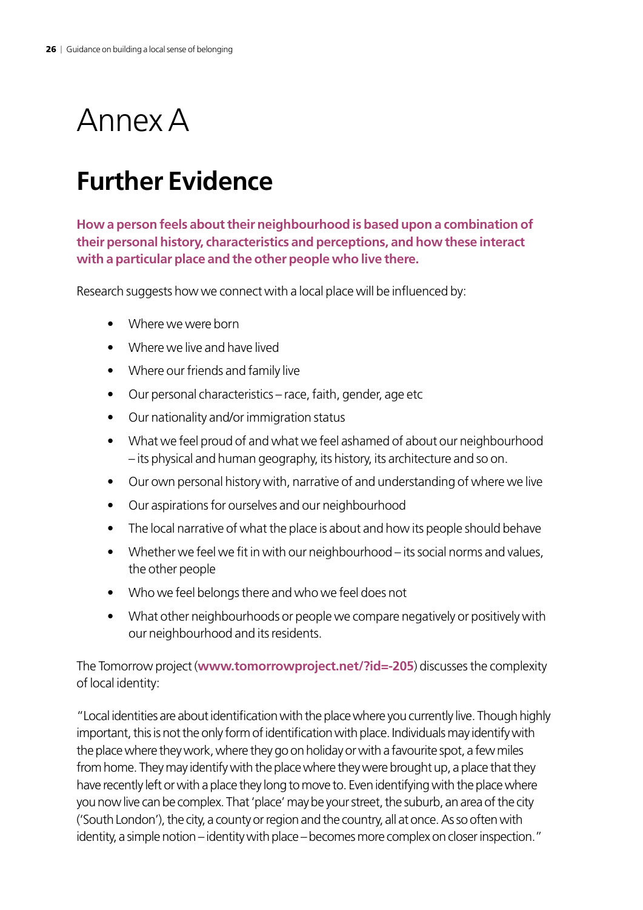# Annex A

## Further Evidence

**How a person feels about their neighbourhood is based upon a combination of their personal history, characteristics and perceptions, and how these interact with a particular place and the other people who live there.**

Research suggests how we connect with a local place will be influenced by:

- Where we were born
- Where we live and have lived
- Where our friends and family live
- Our personal characteristics – race, faith, gender, age etc
- Our nationality and/or immigration status
- What we feel proud of and what we feel ashamed of about our neighbourhood – its physical and human geography, its history, its architecture and so on.
- Our own personal history with, narrative of and understanding of where we live
- Our aspirations for ourselves and our neighbourhood
- The local narrative of what the place is about and how its people should behave
- Whether we feel we fit in with our neighbourhood – its social norms and values, the other people
- Who we feel belongs there and who we feel does not
- What other neighbourhoods or people we compare negatively or positively with our neighbourhood and its residents.

The Tomorrow project (**www.tomorrowproject.net/?id=-205**) discusses the complexity of local identity:

"Local identities are about identification with the place where you currently live. Though highly important, this is not the only form of identification with place. Individuals may identify with the place where they work, where they go on holiday or with a favourite spot, a few miles from home. They may identify with the place where they were brought up, a place that they have recently left or with a place they long to move to. Even identifying with the place where you now live can be complex. That 'place' may be your street, the suburb, an area of the city ('South London'), the city, a county or region and the country, all at once. As so often with identity, a simple notion – identity with place – becomes more complex on closer inspection."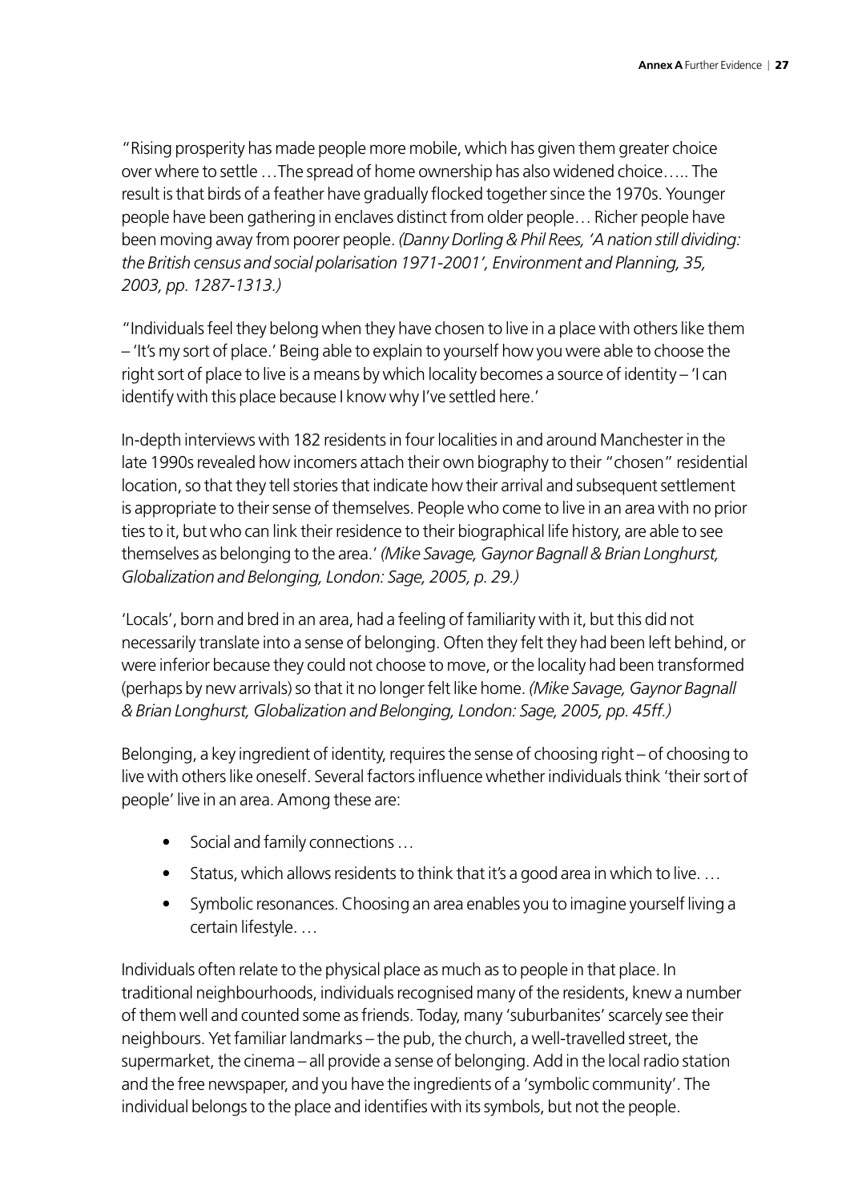"Rising prosperity has made people more mobile, which has given them greater choice over where to settle …The spread of home ownership has also widened choice….. The result is that birds of a feather have gradually flocked together since the 1970s. Younger people have been gathering in enclaves distinct from older people… Richer people have been moving away from poorer people. *(Danny Dorling & Phil Rees, 'A nation still dividing: the British census and social polarisation 1971-2001', Environment and Planning, 35, 2003, pp. 1287-1313.)*

"Individuals feel they belong when they have chosen to live in a place with others like them – 'It's my sort of place.' Being able to explain to yourself how you were able to choose the right sort of place to live is a means by which locality becomes a source of identity – 'I can identify with this place because I know why I've settled here.'

In-depth interviews with 182 residents in four localities in and around Manchester in the late 1990s revealed how incomers attach their own biography to their "chosen" residential location, so that they tell stories that indicate how their arrival and subsequent settlement is appropriate to their sense of themselves. People who come to live in an area with no prior ties to it, but who can link their residence to their biographical life history, are able to see themselves as belonging to the area.' *(Mike Savage, Gaynor Bagnall & Brian Longhurst, Globalization and Belonging, London: Sage, 2005, p. 29.)*

'Locals', born and bred in an area, had a feeling of familiarity with it, but this did not necessarily translate into a sense of belonging. Often they felt they had been left behind, or were inferior because they could not choose to move, or the locality had been transformed (perhaps by new arrivals) so that it no longer felt like home. *(Mike Savage, Gaynor Bagnall & Brian Longhurst, Globalization and Belonging, London: Sage, 2005, pp. 45ff.)*

Belonging, a key ingredient of identity, requires the sense of choosing right – of choosing to live with others like oneself. Several factors influence whether individuals think 'their sort of people' live in an area. Among these are:

- Social and family connections …
- Status, which allows residents to think that it's a good area in which to live. …
- Symbolic resonances. Choosing an area enables you to imagine yourself living a certain lifestyle. …

Individuals often relate to the physical place as much as to people in that place. In traditional neighbourhoods, individuals recognised many of the residents, knew a number of them well and counted some as friends. Today, many 'suburbanites' scarcely see their neighbours. Yet familiar landmarks – the pub, the church, a well-travelled street, the supermarket, the cinema – all provide a sense of belonging. Add in the local radio station and the free newspaper, and you have the ingredients of a 'symbolic community'. The individual belongs to the place and identifies with its symbols, but not the people.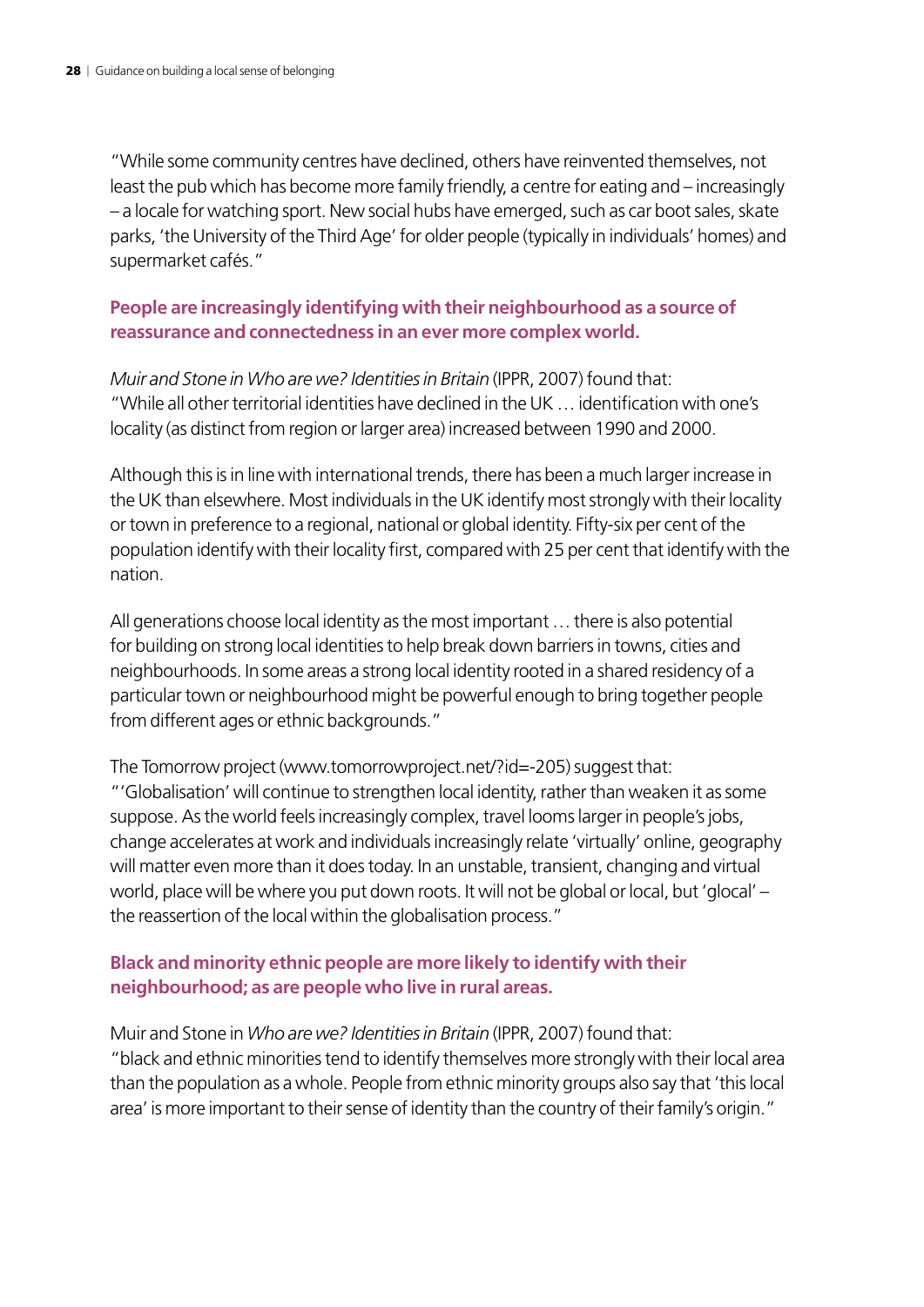"While some community centres have declined, others have reinvented themselves, not least the pub which has become more family friendly, a centre for eating and – increasingly – a locale for watching sport. New social hubs have emerged, such as car boot sales, skate parks, 'the University of the Third Age' for older people (typically in individuals' homes) and supermarket cafés."

**People are increasingly identifying with their neighbourhood as a source of reassurance and connectedness in an ever more complex world.**

*Muir and Stone in Who are we? Identities in Britain* (IPPR, 2007) found that:
"While all other territorial identities have declined in the UK … identification with one's locality (as distinct from region or larger area) increased between 1990 and 2000.

Although this is in line with international trends, there has been a much larger increase in the UK than elsewhere. Most individuals in the UK identify most strongly with their locality or town in preference to a regional, national or global identity. Fifty-six per cent of the population identify with their locality first, compared with 25 per cent that identify with the nation.

All generations choose local identity as the most important … there is also potential for building on strong local identities to help break down barriers in towns, cities and neighbourhoods. In some areas a strong local identity rooted in a shared residency of a particular town or neighbourhood might be powerful enough to bring together people from different ages or ethnic backgrounds."

The Tomorrow project (www.tomorrowproject.net/?id=-205) suggest that:
"'Globalisation' will continue to strengthen local identity, rather than weaken it as some suppose. As the world feels increasingly complex, travel looms larger in people's jobs, change accelerates at work and individuals increasingly relate 'virtually' online, geography will matter even more than it does today. In an unstable, transient, changing and virtual world, place will be where you put down roots. It will not be global or local, but 'glocal' – the reassertion of the local within the globalisation process."

**Black and minority ethnic people are more likely to identify with their neighbourhood; as are people who live in rural areas.**

Muir and Stone in *Who are we? Identities in Britain* (IPPR, 2007) found that:
"black and ethnic minorities tend to identify themselves more strongly with their local area than the population as a whole. People from ethnic minority groups also say that 'this local area' is more important to their sense of identity than the country of their family's origin."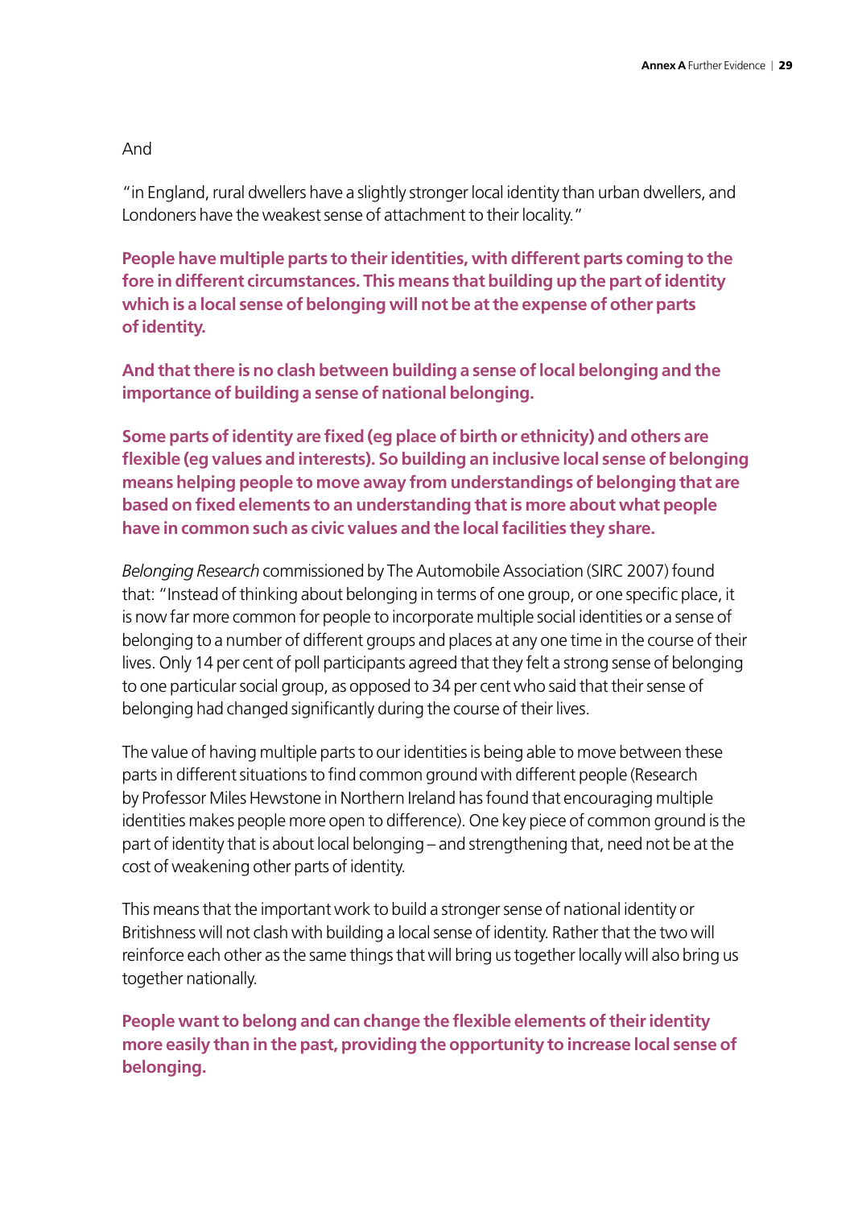And

"in England, rural dwellers have a slightly stronger local identity than urban dwellers, and Londoners have the weakest sense of attachment to their locality."

**People have multiple parts to their identities, with different parts coming to the fore in different circumstances. This means that building up the part of identity which is a local sense of belonging will not be at the expense of other parts of identity.**

**And that there is no clash between building a sense of local belonging and the importance of building a sense of national belonging.**

**Some parts of identity are fixed (eg place of birth or ethnicity) and others are flexible (eg values and interests). So building an inclusive local sense of belonging means helping people to move away from understandings of belonging that are based on fixed elements to an understanding that is more about what people have in common such as civic values and the local facilities they share.**

*Belonging Research* commissioned by The Automobile Association (SIRC 2007) found that: "Instead of thinking about belonging in terms of one group, or one specific place, it is now far more common for people to incorporate multiple social identities or a sense of belonging to a number of different groups and places at any one time in the course of their lives. Only 14 per cent of poll participants agreed that they felt a strong sense of belonging to one particular social group, as opposed to 34 per cent who said that their sense of belonging had changed significantly during the course of their lives.

The value of having multiple parts to our identities is being able to move between these parts in different situations to find common ground with different people (Research by Professor Miles Hewstone in Northern Ireland has found that encouraging multiple identities makes people more open to difference). One key piece of common ground is the part of identity that is about local belonging – and strengthening that, need not be at the cost of weakening other parts of identity.

This means that the important work to build a stronger sense of national identity or Britishness will not clash with building a local sense of identity. Rather that the two will reinforce each other as the same things that will bring us together locally will also bring us together nationally.

**People want to belong and can change the flexible elements of their identity more easily than in the past, providing the opportunity to increase local sense of belonging.**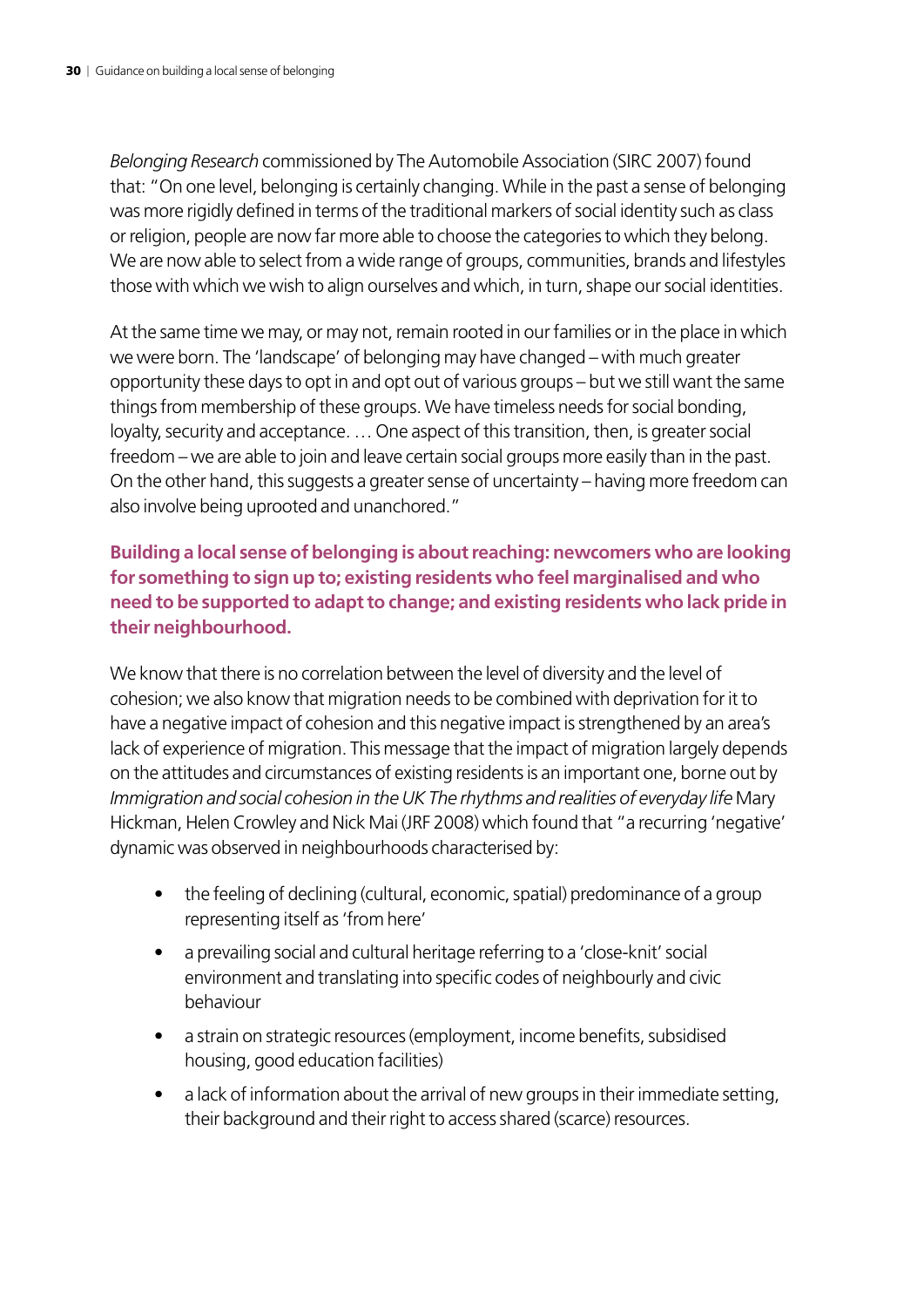*Belonging Research* commissioned by The Automobile Association (SIRC 2007) found that: "On one level, belonging is certainly changing. While in the past a sense of belonging was more rigidly defined in terms of the traditional markers of social identity such as class or religion, people are now far more able to choose the categories to which they belong. We are now able to select from a wide range of groups, communities, brands and lifestyles those with which we wish to align ourselves and which, in turn, shape our social identities.

At the same time we may, or may not, remain rooted in our families or in the place in which we were born. The 'landscape' of belonging may have changed – with much greater opportunity these days to opt in and opt out of various groups – but we still want the same things from membership of these groups. We have timeless needs for social bonding, loyalty, security and acceptance. … One aspect of this transition, then, is greater social freedom – we are able to join and leave certain social groups more easily than in the past. On the other hand, this suggests a greater sense of uncertainty – having more freedom can also involve being uprooted and unanchored."

**Building a local sense of belonging is about reaching: newcomers who are looking for something to sign up to; existing residents who feel marginalised and who need to be supported to adapt to change; and existing residents who lack pride in their neighbourhood.**

We know that there is no correlation between the level of diversity and the level of cohesion; we also know that migration needs to be combined with deprivation for it to have a negative impact of cohesion and this negative impact is strengthened by an area's lack of experience of migration. This message that the impact of migration largely depends on the attitudes and circumstances of existing residents is an important one, borne out by *Immigration and social cohesion in the UK The rhythms and realities of everyday life* Mary Hickman, Helen Crowley and Nick Mai (JRF 2008) which found that "a recurring 'negative' dynamic was observed in neighbourhoods characterised by:

- the feeling of declining (cultural, economic, spatial) predominance of a group representing itself as 'from here'
- a prevailing social and cultural heritage referring to a 'close-knit' social environment and translating into specific codes of neighbourly and civic behaviour
- a strain on strategic resources (employment, income benefits, subsidised housing, good education facilities)
- a lack of information about the arrival of new groups in their immediate setting, their background and their right to access shared (scarce) resources.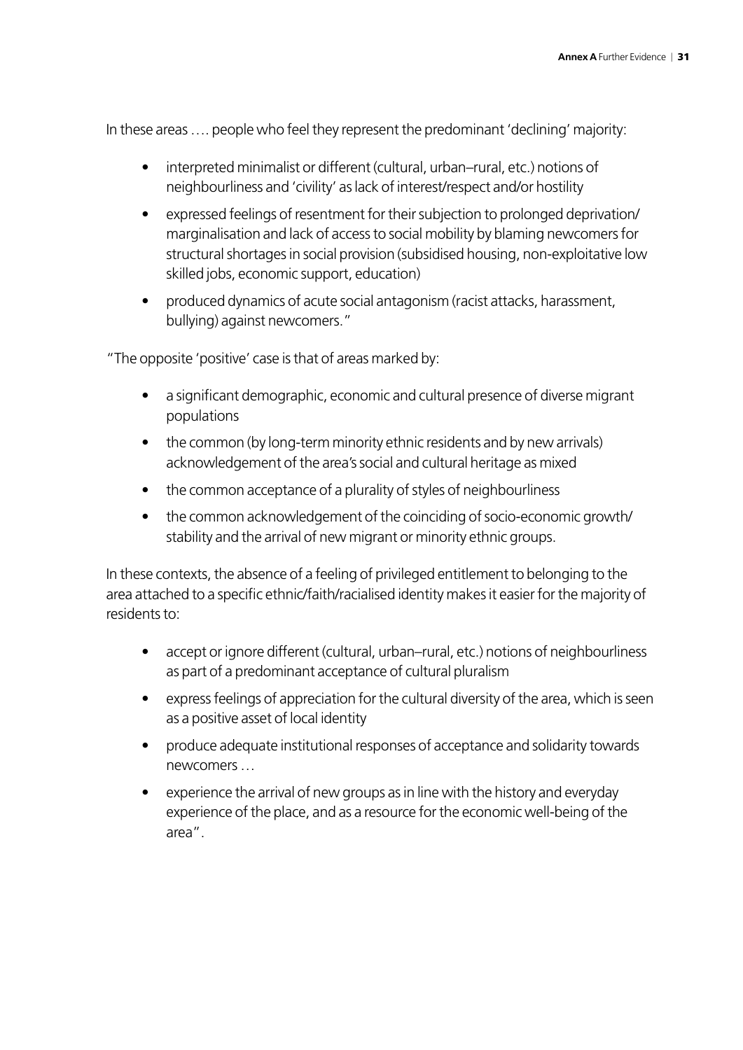In these areas …. people who feel they represent the predominant 'declining' majority:

- interpreted minimalist or different (cultural, urban–rural, etc.) notions of neighbourliness and 'civility' as lack of interest/respect and/or hostility
- expressed feelings of resentment for their subjection to prolonged deprivation/marginalisation and lack of access to social mobility by blaming newcomers for structural shortages in social provision (subsidised housing, non-exploitative low skilled jobs, economic support, education)
- produced dynamics of acute social antagonism (racist attacks, harassment, bullying) against newcomers."

"The opposite 'positive' case is that of areas marked by:

- a significant demographic, economic and cultural presence of diverse migrant populations
- the common (by long-term minority ethnic residents and by new arrivals) acknowledgement of the area's social and cultural heritage as mixed
- the common acceptance of a plurality of styles of neighbourliness
- the common acknowledgement of the coinciding of socio-economic growth/stability and the arrival of new migrant or minority ethnic groups.

In these contexts, the absence of a feeling of privileged entitlement to belonging to the area attached to a specific ethnic/faith/racialised identity makes it easier for the majority of residents to:

- accept or ignore different (cultural, urban–rural, etc.) notions of neighbourliness as part of a predominant acceptance of cultural pluralism
- express feelings of appreciation for the cultural diversity of the area, which is seen as a positive asset of local identity
- produce adequate institutional responses of acceptance and solidarity towards newcomers …
- experience the arrival of new groups as in line with the history and everyday experience of the place, and as a resource for the economic well-being of the area".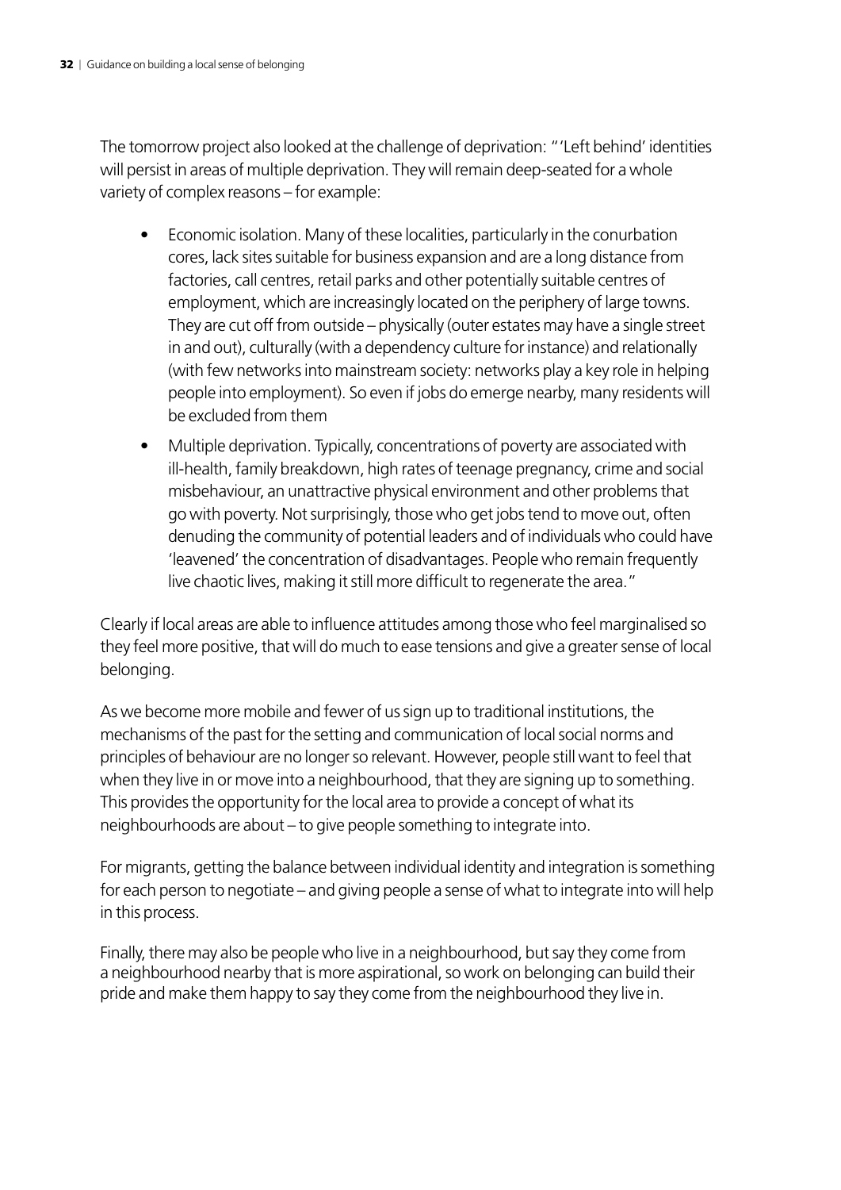The tomorrow project also looked at the challenge of deprivation: "'Left behind' identities will persist in areas of multiple deprivation. They will remain deep-seated for a whole variety of complex reasons – for example:

- Economic isolation. Many of these localities, particularly in the conurbation cores, lack sites suitable for business expansion and are a long distance from factories, call centres, retail parks and other potentially suitable centres of employment, which are increasingly located on the periphery of large towns. They are cut off from outside – physically (outer estates may have a single street in and out), culturally (with a dependency culture for instance) and relationally (with few networks into mainstream society: networks play a key role in helping people into employment). So even if jobs do emerge nearby, many residents will be excluded from them
- Multiple deprivation. Typically, concentrations of poverty are associated with ill-health, family breakdown, high rates of teenage pregnancy, crime and social misbehaviour, an unattractive physical environment and other problems that go with poverty. Not surprisingly, those who get jobs tend to move out, often denuding the community of potential leaders and of individuals who could have 'leavened' the concentration of disadvantages. People who remain frequently live chaotic lives, making it still more difficult to regenerate the area."

Clearly if local areas are able to influence attitudes among those who feel marginalised so they feel more positive, that will do much to ease tensions and give a greater sense of local belonging.

As we become more mobile and fewer of us sign up to traditional institutions, the mechanisms of the past for the setting and communication of local social norms and principles of behaviour are no longer so relevant. However, people still want to feel that when they live in or move into a neighbourhood, that they are signing up to something. This provides the opportunity for the local area to provide a concept of what its neighbourhoods are about – to give people something to integrate into.

For migrants, getting the balance between individual identity and integration is something for each person to negotiate – and giving people a sense of what to integrate into will help in this process.

Finally, there may also be people who live in a neighbourhood, but say they come from a neighbourhood nearby that is more aspirational, so work on belonging can build their pride and make them happy to say they come from the neighbourhood they live in.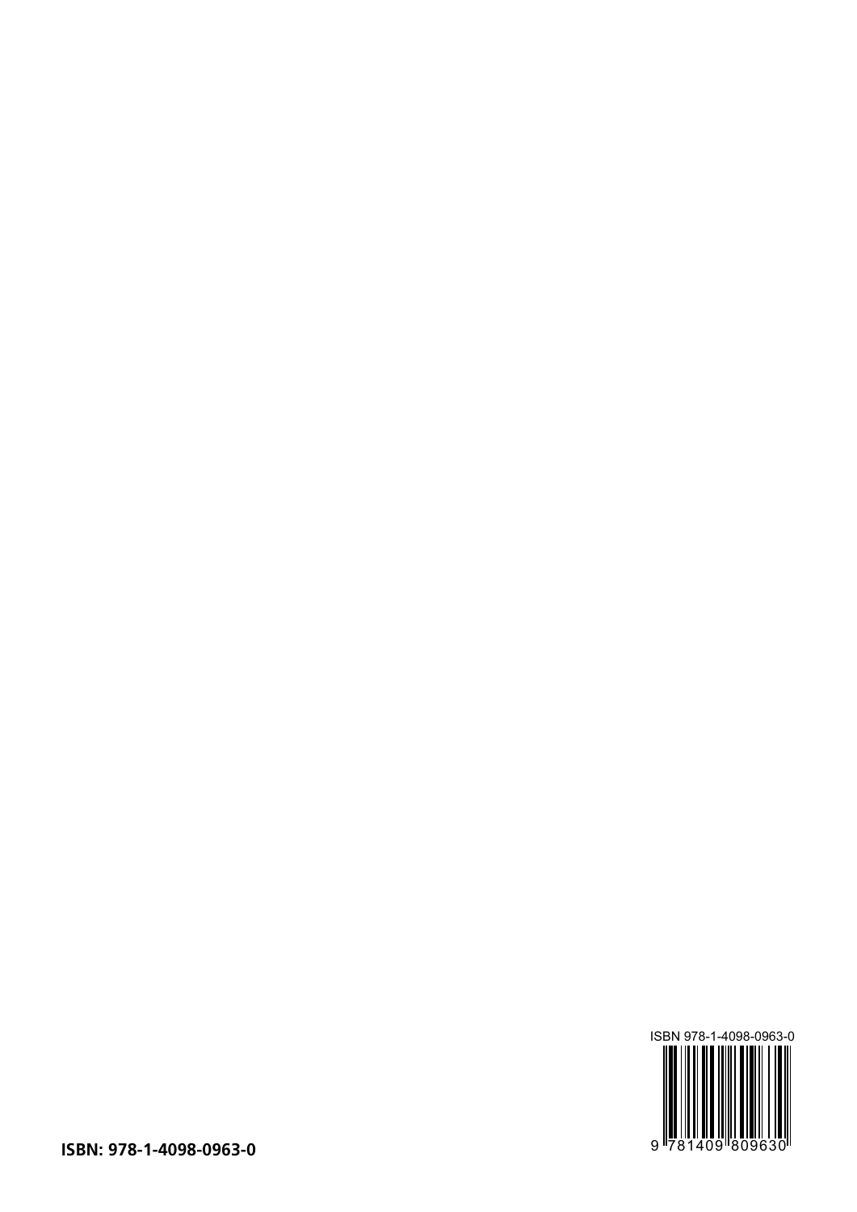ISBN 978-1-4098-0963-0

9 781409 809630

**ISBN: 978-1-4098-0963-0**